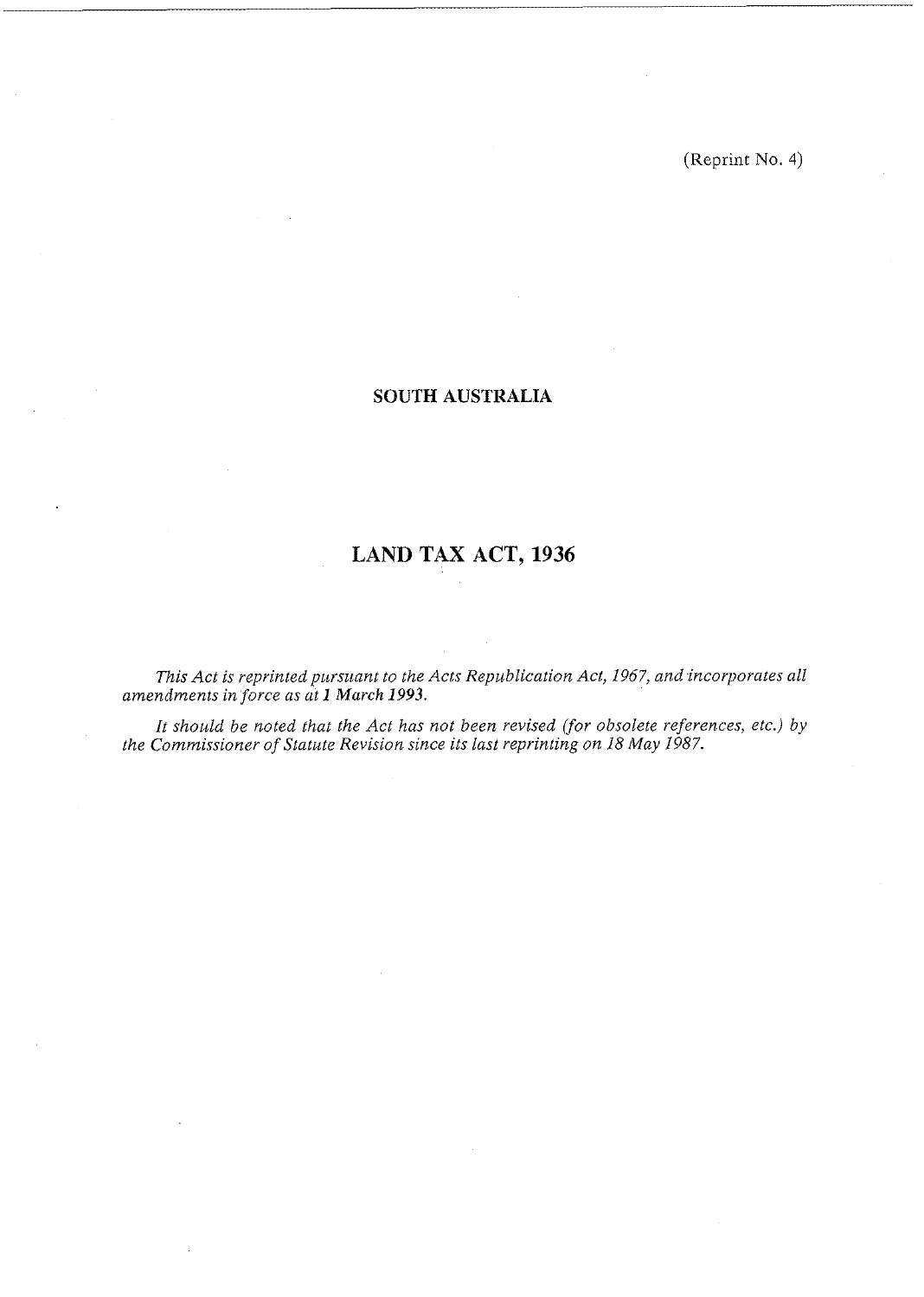(Reprint No. 4)

**SOUTH AUSTRALIA**

# LAND TAX ACT, 1936

*This Act is reprinted pursuant to the Acts Republication Act, 1967, and incorporates all amendments in force as at **1 March 1993**.*

*It should be noted that the Act has not been revised (for obsolete references, etc.) by the Commissioner of Statute Revision since its last reprinting on 18 May 1987.*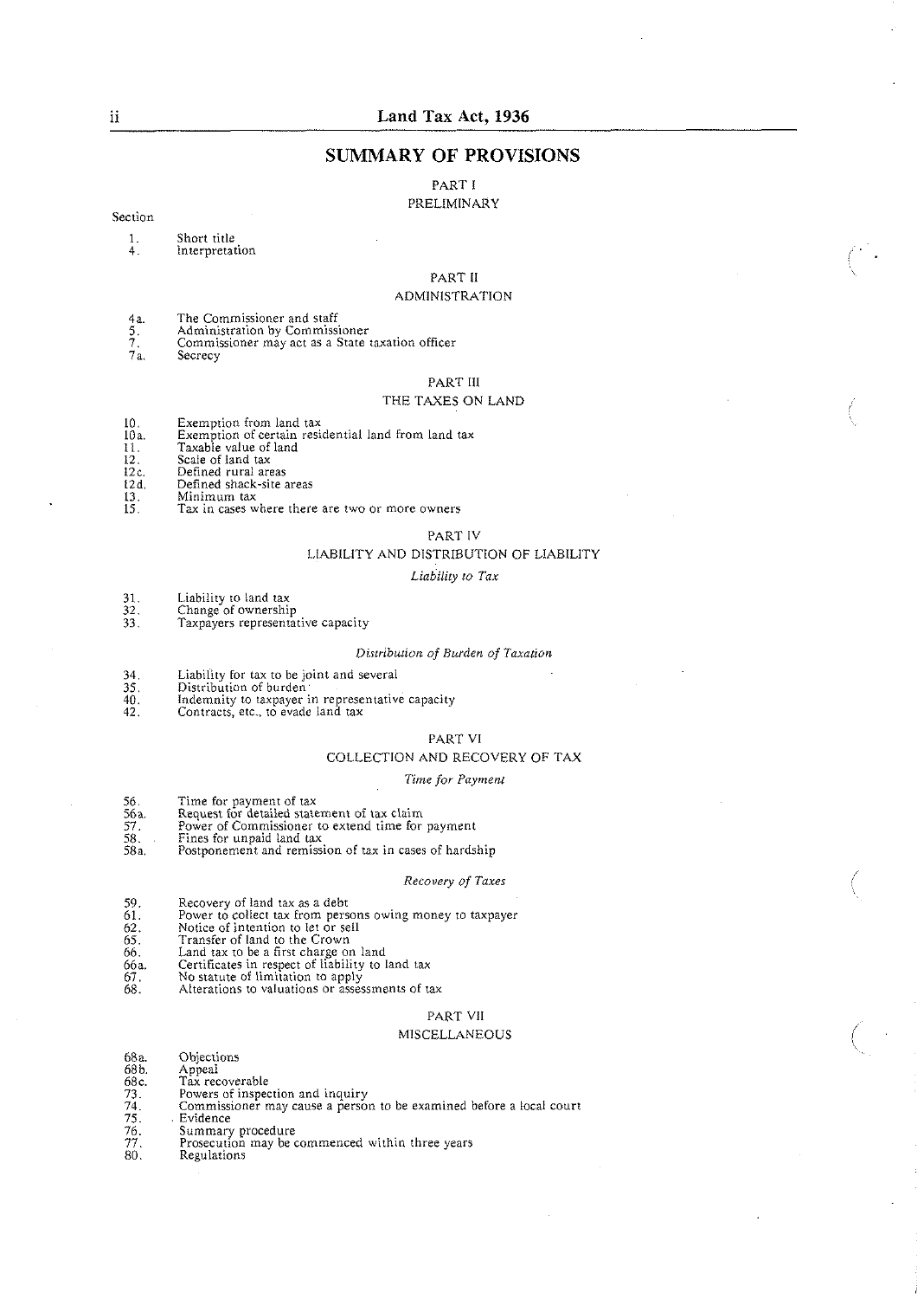## SUMMARY OF PROVISIONS

### PART I

### PRELIMINARY

Section

1. Short title
4. Interpretation

### PART II

### ADMINISTRATION

4a. The Commissioner and staff
5. Administration by Commissioner
7. Commissioner may act as a State taxation officer
7a. Secrecy

### PART III

### THE TAXES ON LAND

10. Exemption from land tax
10a. Exemption of certain residential land from land tax
11. Taxable value of land
12. Scale of land tax
12c. Defined rural areas
12d. Defined shack-site areas
13. Minimum tax
15. Tax in cases where there are two or more owners

### PART IV

### LIABILITY AND DISTRIBUTION OF LIABILITY

*Liability to Tax*

31. Liability to land tax
32. Change of ownership
33. Taxpayers representative capacity

*Distribution of Burden of Taxation*

34. Liability for tax to be joint and several
35. Distribution of burden
40. Indemnity to taxpayer in representative capacity
42. Contracts, etc., to evade land tax

### PART VI

### COLLECTION AND RECOVERY OF TAX

*Time for Payment*

56. Time for payment of tax
56a. Request for detailed statement of tax claim
57. Power of Commissioner to extend time for payment
58. Fines for unpaid land tax
58a. Postponement and remission of tax in cases of hardship

*Recovery of Taxes*

59. Recovery of land tax as a debt
61. Power to collect tax from persons owing money to taxpayer
62. Notice of intention to let or sell
65. Transfer of land to the Crown
66. Land tax to be a first charge on land
66a. Certificates in respect of liability to land tax
67. No statute of limitation to apply
68. Alterations to valuations or assessments of tax

### PART VII

### MISCELLANEOUS

68a. Objections
68b. Appeal
68c. Tax recoverable
73. Powers of inspection and inquiry
74. Commissioner may cause a person to be examined before a local court
75. Evidence
76. Summary procedure
77. Prosecution may be commenced within three years
80. Regulations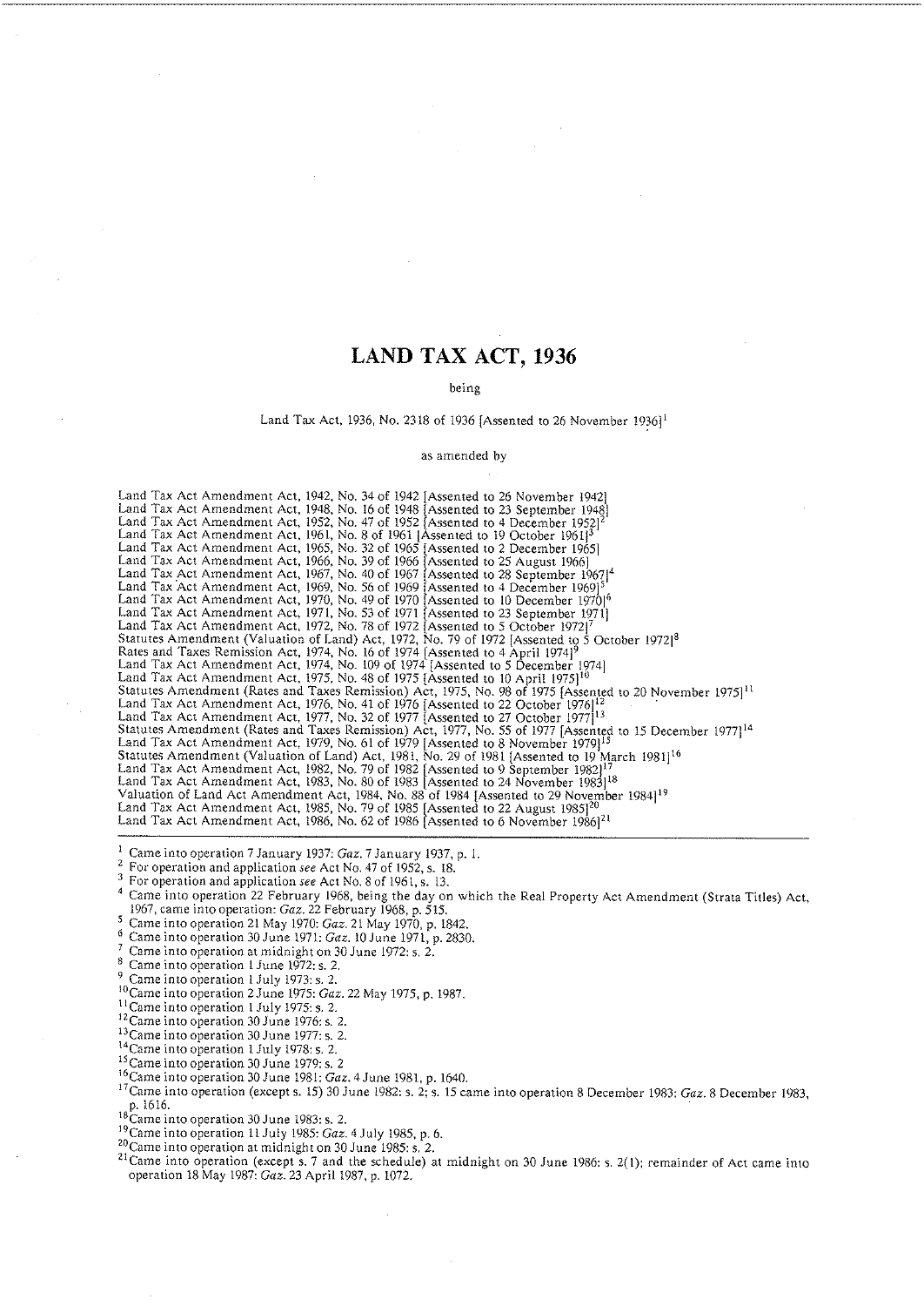# LAND TAX ACT, 1936

being

Land Tax Act, 1936, No. 2318 of 1936 [Assented to 26 November 1936][1]

as amended by

Land Tax Act Amendment Act, 1942, No. 34 of 1942 [Assented to 26 November 1942]
Land Tax Act Amendment Act, 1948, No. 16 of 1948 [Assented to 23 September 1948]
Land Tax Act Amendment Act, 1952, No. 47 of 1952 [Assented to 4 December 1952][2]
Land Tax Act Amendment Act, 1961, No. 8 of 1961 [Assented to 19 October 1961][3]
Land Tax Act Amendment Act, 1965, No. 32 of 1965 [Assented to 2 December 1965]
Land Tax Act Amendment Act, 1966, No. 39 of 1966 [Assented to 25 August 1966]
Land Tax Act Amendment Act, 1967, No. 40 of 1967 [Assented to 28 September 1967][4]
Land Tax Act Amendment Act, 1969, No. 56 of 1969 [Assented to 4 December 1969][5]
Land Tax Act Amendment Act, 1970, No. 49 of 1970 [Assented to 10 December 1970][6]
Land Tax Act Amendment Act, 1971, No. 53 of 1971 [Assented to 23 September 1971]
Land Tax Act Amendment Act, 1972, No. 78 of 1972 [Assented to 5 October 1972][7]
Statutes Amendment (Valuation of Land) Act, 1972, No. 79 of 1972 [Assented to 5 October 1972][8]
Rates and Taxes Remission Act, 1974, No. 16 of 1974 [Assented to 4 April 1974][9]
Land Tax Act Amendment Act, 1974, No. 109 of 1974 [Assented to 5 December 1974]
Land Tax Act Amendment Act, 1975, No. 48 of 1975 [Assented to 10 April 1975][10]
Statutes Amendment (Rates and Taxes Remission) Act, 1975, No. 98 of 1975 [Assented to 20 November 1975][11]
Land Tax Act Amendment Act, 1976, No. 41 of 1976 [Assented to 22 October 1976][12]
Land Tax Act Amendment Act, 1977, No. 32 of 1977 [Assented to 27 October 1977][13]
Statutes Amendment (Rates and Taxes Remission) Act, 1977, No. 55 of 1977 [Assented to 15 December 1977][14]
Land Tax Act Amendment Act, 1979, No. 61 of 1979 [Assented to 8 November 1979][15]
Statutes Amendment (Valuation of Land) Act, 1981, No. 29 of 1981 [Assented to 19 March 1981][16]
Land Tax Act Amendment Act, 1982, No. 79 of 1982 [Assented to 9 September 1982][17]
Land Tax Act Amendment Act, 1983, No. 80 of 1983 [Assented to 24 November 1983][18]
Valuation of Land Act Amendment Act, 1984, No. 88 of 1984 [Assented to 29 November 1984][19]
Land Tax Act Amendment Act, 1985, No. 79 of 1985 [Assented to 22 August 1985][20]
Land Tax Act Amendment Act, 1986, No. 62 of 1986 [Assented to 6 November 1986][21]

---

[1] Came into operation 7 January 1937: *Gaz.* 7 January 1937, p. 1.
[2] For operation and application *see* Act No. 47 of 1952, s. 18.
[3] For operation and application *see* Act No. 8 of 1961, s. 13.
[4] Came into operation 22 February 1968, being the day on which the Real Property Act Amendment (Strata Titles) Act, 1967, came into operation: *Gaz.* 22 February 1968, p. 515.
[5] Came into operation 21 May 1970: *Gaz.* 21 May 1970, p. 1842.
[6] Came into operation 30 June 1971: *Gaz.* 10 June 1971, p. 2830.
[7] Came into operation at midnight on 30 June 1972: s. 2.
[8] Came into operation 1 June 1972: s. 2.
[9] Came into operation 1 July 1973: s. 2.
[10] Came into operation 2 June 1975: *Gaz.* 22 May 1975, p. 1987.
[11] Came into operation 1 July 1975: s. 2.
[12] Came into operation 30 June 1976: s. 2.
[13] Came into operation 30 June 1977: s. 2.
[14] Came into operation 1 July 1978: s. 2.
[15] Came into operation 30 June 1979: s. 2
[16] Came into operation 30 June 1981: *Gaz.* 4 June 1981, p. 1640.
[17] Came into operation (except s. 15) 30 June 1982: s. 2; s. 15 came into operation 8 December 1983: *Gaz.* 8 December 1983, p. 1616.
[18] Came into operation 30 June 1983: s. 2.
[19] Came into operation 11 July 1985: *Gaz.* 4 July 1985, p. 6.
[20] Came into operation at midnight on 30 June 1985: s. 2.
[21] Came into operation (except s. 7 and the schedule) at midnight on 30 June 1986: s. 2(1); remainder of Act came into operation 18 May 1987: *Gaz.* 23 April 1987, p. 1072.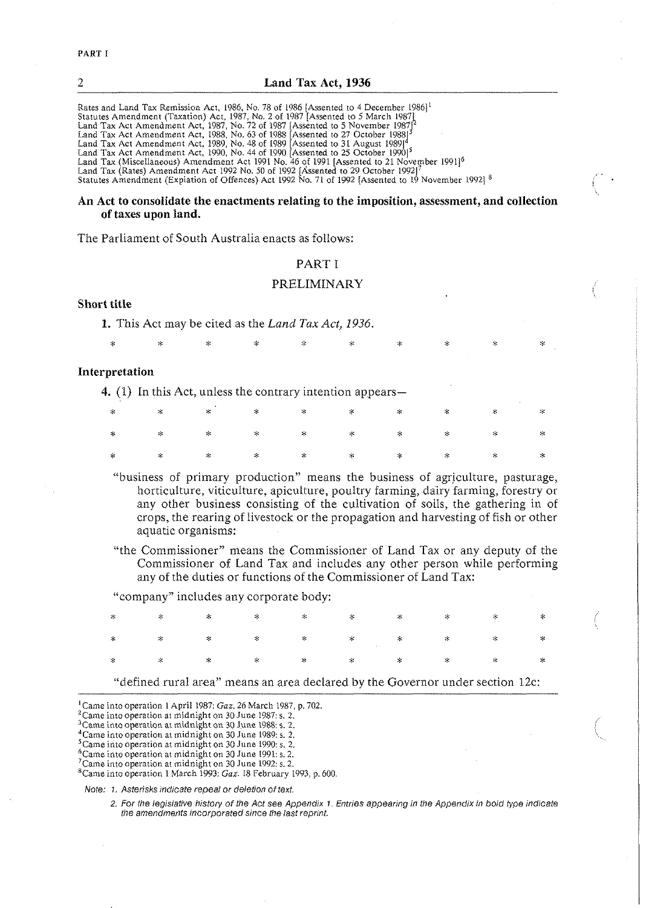Rates and Land Tax Remission Act, 1986, No. 78 of 1986 [Assented to 4 December 1986][1]
Statutes Amendment (Taxation) Act, 1987, No. 2 of 1987 [Assented to 5 March 1987]
Land Tax Act Amendment Act, 1987, No. 72 of 1987 [Assented to 5 November 1987][2]
Land Tax Act Amendment Act, 1988, No. 63 of 1988 [Assented to 27 October 1988][3]
Land Tax Act Amendment Act, 1989, No. 48 of 1989 [Assented to 31 August 1989][4]
Land Tax Act Amendment Act, 1990, No. 44 of 1990 [Assented to 25 October 1990][5]
Land Tax (Miscellaneous) Amendment Act 1991 No. 46 of 1991 [Assented to 21 November 1991][6]
Land Tax (Rates) Amendment Act 1992 No. 50 of 1992 [Assented to 29 October 1992][7]
Statutes Amendment (Expiation of Offences) Act 1992 No. 71 of 1992 [Assented to 19 November 1992][8]

**An Act to consolidate the enactments relating to the imposition, assessment, and collection of taxes upon land.**

The Parliament of South Australia enacts as follows:

## PART I

## PRELIMINARY

### Short title

**1.** This Act may be cited as the *Land Tax Act, 1936*.

\* \* \* \* \* \* \* \* \* \*

### Interpretation

**4.** (1) In this Act, unless the contrary intention appears—

\* \* \* \* \* \* \* \* \* \*

\* \* \* \* \* \* \* \* \* \*

\* \* \* \* \* \* \* \* \* \*

"business of primary production" means the business of agriculture, pasturage, horticulture, viticulture, apiculture, poultry farming, dairy farming, forestry or any other business consisting of the cultivation of soils, the gathering in of crops, the rearing of livestock or the propagation and harvesting of fish or other aquatic organisms:

"the Commissioner" means the Commissioner of Land Tax or any deputy of the Commissioner of Land Tax and includes any other person while performing any of the duties or functions of the Commissioner of Land Tax:

"company" includes any corporate body:

\* \* \* \* \* \* \* \* \* \*

\* \* \* \* \* \* \* \* \* \*

\* \* \* \* \* \* \* \* \* \*

"defined rural area" means an area declared by the Governor under section 12c:

---

[1] Came into operation 1 April 1987: *Gaz.* 26 March 1987, p. 702.
[2] Came into operation at midnight on 30 June 1987: s. 2.
[3] Came into operation at midnight on 30 June 1988: s. 2.
[4] Came into operation at midnight on 30 June 1989: s. 2.
[5] Came into operation at midnight on 30 June 1990: s. 2.
[6] Came into operation at midnight on 30 June 1991: s. 2.
[7] Came into operation at midnight on 30 June 1992: s. 2.
[8] Came into operation 1 March 1993: *Gaz.* 18 February 1993, p. 600.

*Note: 1. Asterisks indicate repeal or deletion of text.*

*2. For the legislative history of the Act see Appendix 1. Entries appearing in the Appendix in bold type indicate the amendments incorporated since the last reprint.*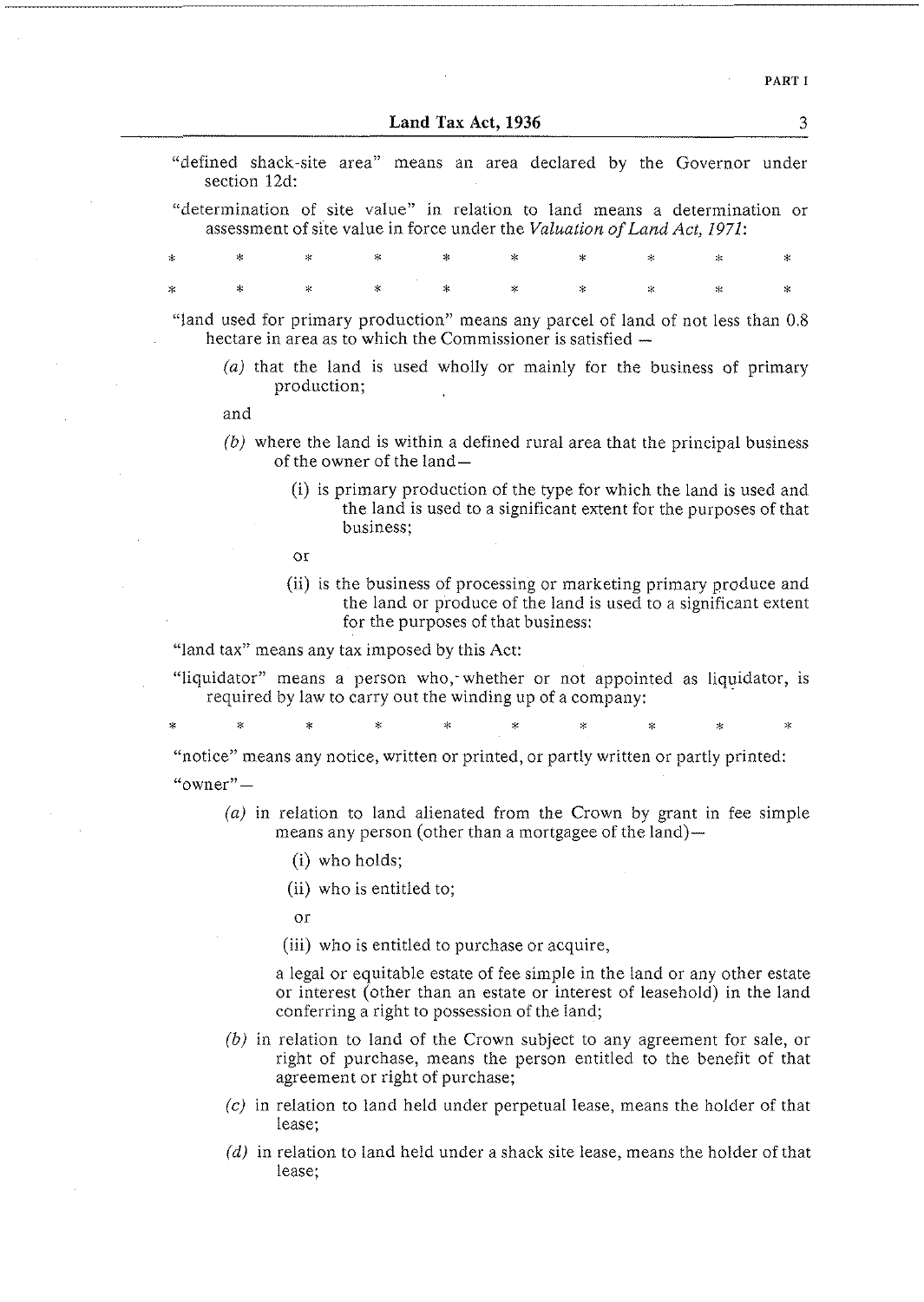"defined shack-site area" means an area declared by the Governor under section 12d:

"determination of site value" in relation to land means a determination or assessment of site value in force under the *Valuation of Land Act, 1971*:

\* \* \* \* \* \* \* \* \* \*

\* \* \* \* \* \* \* \* \* \*

"land used for primary production" means any parcel of land of not less than 0.8 hectare in area as to which the Commissioner is satisfied —

(*a*) that the land is used wholly or mainly for the business of primary production;

and

(*b*) where the land is within a defined rural area that the principal business of the owner of the land—

(i) is primary production of the type for which the land is used and the land is used to a significant extent for the purposes of that business;

or

(ii) is the business of processing or marketing primary produce and the land or produce of the land is used to a significant extent for the purposes of that business:

"land tax" means any tax imposed by this Act:

"liquidator" means a person who, whether or not appointed as liquidator, is required by law to carry out the winding up of a company:

\* \* \* \* \* \* \* \* \* \*

"notice" means any notice, written or printed, or partly written or partly printed:

"owner"—

(*a*) in relation to land alienated from the Crown by grant in fee simple means any person (other than a mortgagee of the land)—

(i) who holds;

(ii) who is entitled to;

or

(iii) who is entitled to purchase or acquire,

a legal or equitable estate of fee simple in the land or any other estate or interest (other than an estate or interest of leasehold) in the land conferring a right to possession of the land;

(*b*) in relation to land of the Crown subject to any agreement for sale, or right of purchase, means the person entitled to the benefit of that agreement or right of purchase;

(*c*) in relation to land held under perpetual lease, means the holder of that lease;

(*d*) in relation to land held under a shack site lease, means the holder of that lease;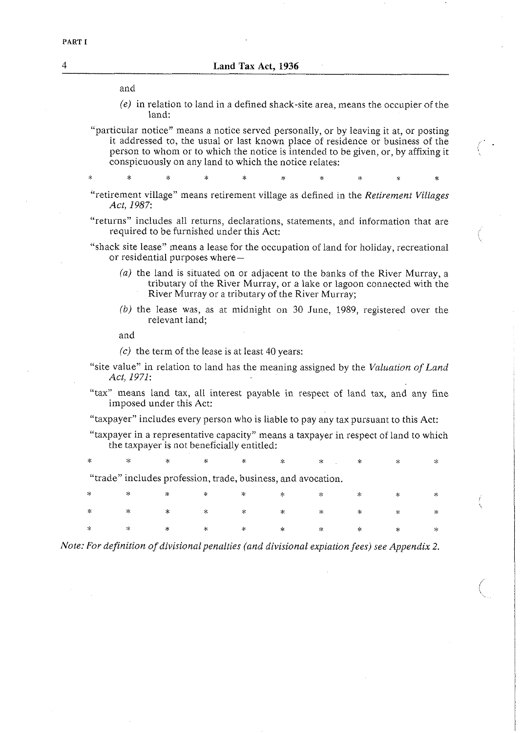and

*(e)* in relation to land in a defined shack-site area, means the occupier of the land:

"particular notice" means a notice served personally, or by leaving it at, or posting it addressed to, the usual or last known place of residence or business of the person to whom or to which the notice is intended to be given, or, by affixing it conspicuously on any land to which the notice relates:

\* \* \* \* \* \* \* \* \* \*

"retirement village" means retirement village as defined in the *Retirement Villages Act, 1987*:

"returns" includes all returns, declarations, statements, and information that are required to be furnished under this Act:

"shack site lease" means a lease for the occupation of land for holiday, recreational or residential purposes where—

*(a)* the land is situated on or adjacent to the banks of the River Murray, a tributary of the River Murray, or a lake or lagoon connected with the River Murray or a tributary of the River Murray;

*(b)* the lease was, as at midnight on 30 June, 1989, registered over the relevant land;

and

*(c)* the term of the lease is at least 40 years:

"site value" in relation to land has the meaning assigned by the *Valuation of Land Act, 1971*:

"tax" means land tax, all interest payable in respect of land tax, and any fine imposed under this Act:

"taxpayer" includes every person who is liable to pay any tax pursuant to this Act:

"taxpayer in a representative capacity" means a taxpayer in respect of land to which the taxpayer is not beneficially entitled:

\* \* \* \* \* \* \* \* \* \*

"trade" includes profession, trade, business, and avocation.

\* \* \* \* \* \* \* \* \* \*

\* \* \* \* \* \* \* \* \* \*

\* \* \* \* \* \* \* \* \* \*

*Note: For definition of divisional penalties (and divisional expiation fees) see Appendix 2.*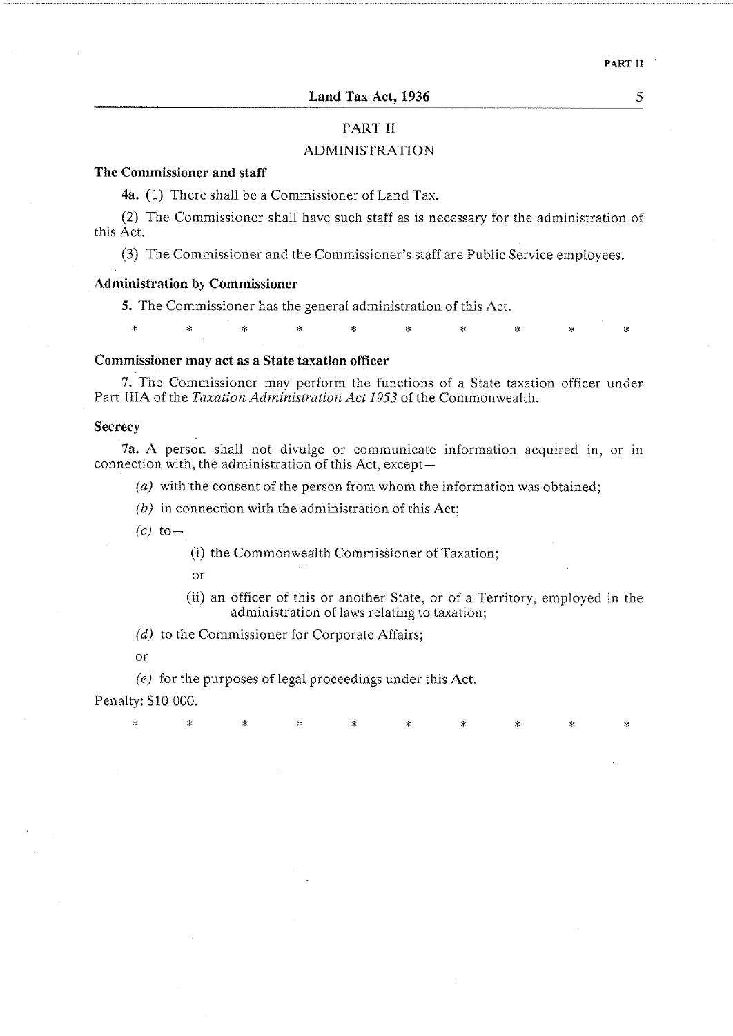## PART II

## ADMINISTRATION

**The Commissioner and staff**

**4a.** (1) There shall be a Commissioner of Land Tax.

(2) The Commissioner shall have such staff as is necessary for the administration of this Act.

(3) The Commissioner and the Commissioner's staff are Public Service employees.

**Administration by Commissioner**

**5.** The Commissioner has the general administration of this Act.

\* \* \* \* \* \* \* \* \* \*

**Commissioner may act as a State taxation officer**

**7.** The Commissioner may perform the functions of a State taxation officer under Part IIIA of the *Taxation Administration Act 1953* of the Commonwealth.

**Secrecy**

**7a.** A person shall not divulge or communicate information acquired in, or in connection with, the administration of this Act, except—

*(a)* with the consent of the person from whom the information was obtained;

*(b)* in connection with the administration of this Act;

*(c)* to—

(i) the Commonwealth Commissioner of Taxation;

or

(ii) an officer of this or another State, or of a Territory, employed in the administration of laws relating to taxation;

*(d)* to the Commissioner for Corporate Affairs;

or

*(e)* for the purposes of legal proceedings under this Act.

Penalty: $10 000.

\* \* \* \* \* \* \* \* \* \*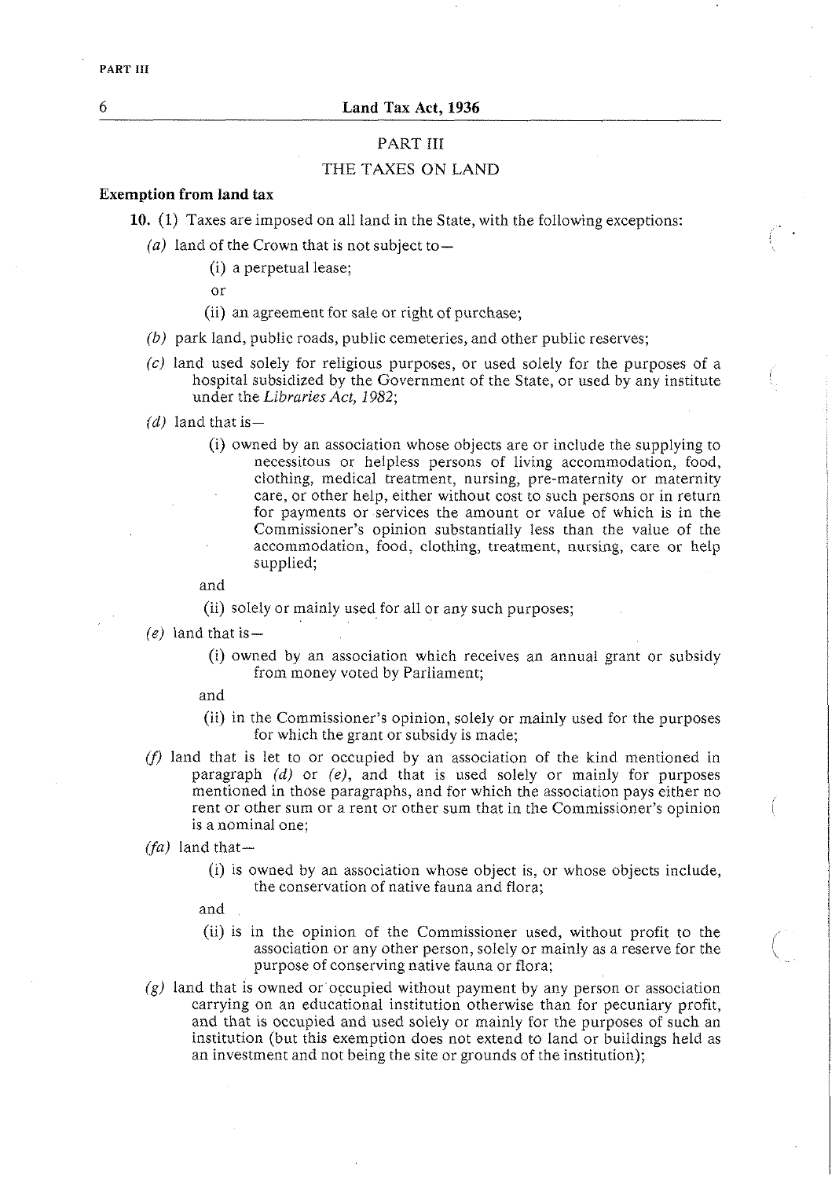## PART III

## THE TAXES ON LAND

**Exemption from land tax**

**10.** (1) Taxes are imposed on all land in the State, with the following exceptions:

*(a)* land of the Crown that is not subject to—

(i) a perpetual lease;

or

(ii) an agreement for sale or right of purchase;

*(b)* park land, public roads, public cemeteries, and other public reserves;

*(c)* land used solely for religious purposes, or used solely for the purposes of a hospital subsidized by the Government of the State, or used by any institute under the *Libraries Act, 1982*;

*(d)* land that is—

(i) owned by an association whose objects are or include the supplying to necessitous or helpless persons of living accommodation, food, clothing, medical treatment, nursing, pre-maternity or maternity care, or other help, either without cost to such persons or in return for payments or services the amount or value of which is in the Commissioner's opinion substantially less than the value of the accommodation, food, clothing, treatment, nursing, care or help supplied;

and

(ii) solely or mainly used for all or any such purposes;

*(e)* land that is—

(i) owned by an association which receives an annual grant or subsidy from money voted by Parliament;

and

(ii) in the Commissioner's opinion, solely or mainly used for the purposes for which the grant or subsidy is made;

*(f)* land that is let to or occupied by an association of the kind mentioned in paragraph *(d)* or *(e)*, and that is used solely or mainly for purposes mentioned in those paragraphs, and for which the association pays either no rent or other sum or a rent or other sum that in the Commissioner's opinion is a nominal one;

*(fa)* land that—

(i) is owned by an association whose object is, or whose objects include, the conservation of native fauna and flora;

and

(ii) is in the opinion of the Commissioner used, without profit to the association or any other person, solely or mainly as a reserve for the purpose of conserving native fauna or flora;

*(g)* land that is owned or occupied without payment by any person or association carrying on an educational institution otherwise than for pecuniary profit, and that is occupied and used solely or mainly for the purposes of such an institution (but this exemption does not extend to land or buildings held as an investment and not being the site or grounds of the institution);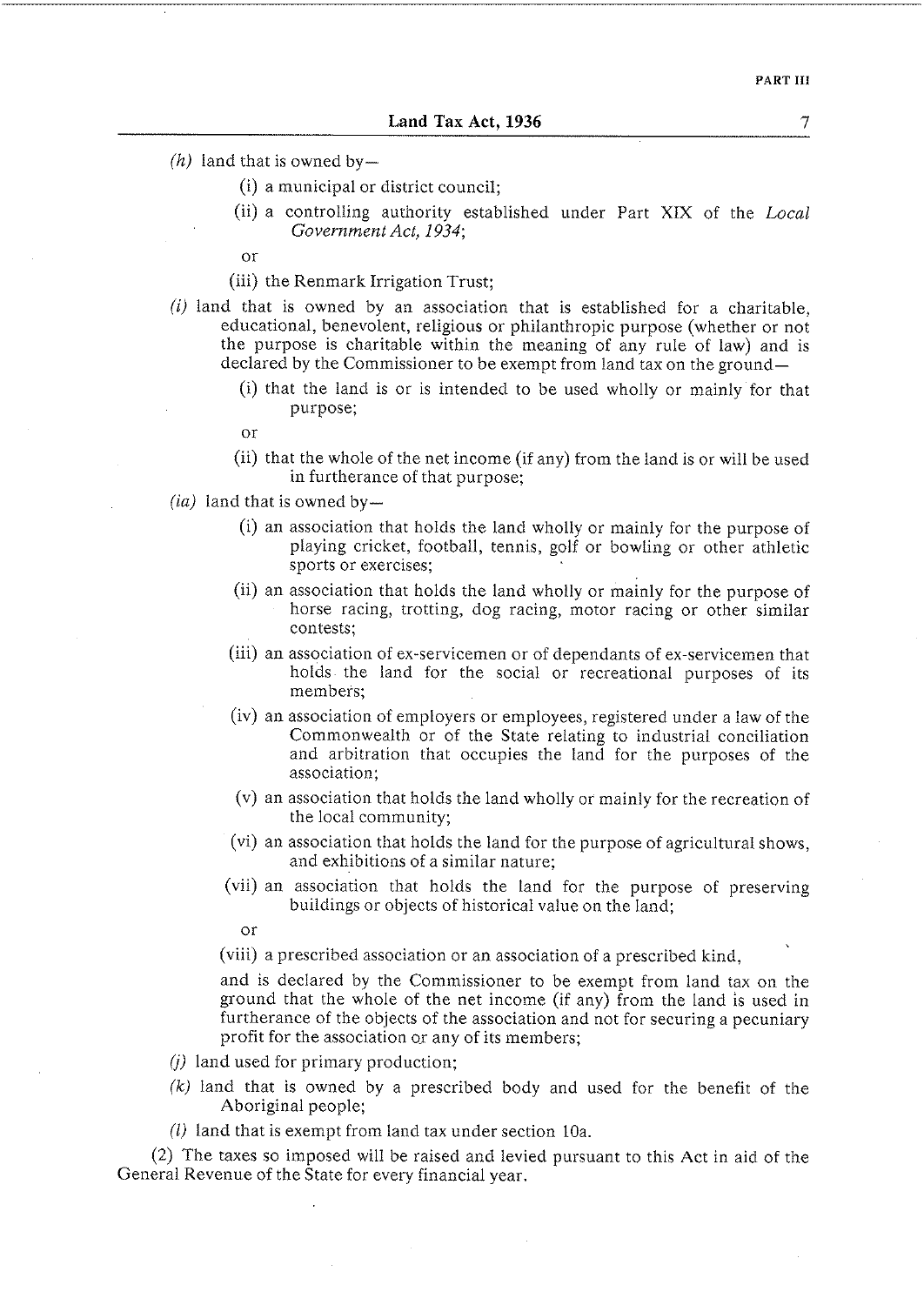*(h)* land that is owned by—

(i) a municipal or district council;

(ii) a controlling authority established under Part XIX of the *Local Government Act, 1934*;

or

(iii) the Renmark Irrigation Trust;

*(i)* land that is owned by an association that is established for a charitable, educational, benevolent, religious or philanthropic purpose (whether or not the purpose is charitable within the meaning of any rule of law) and is declared by the Commissioner to be exempt from land tax on the ground—

(i) that the land is or is intended to be used wholly or mainly for that purpose;

or

(ii) that the whole of the net income (if any) from the land is or will be used in furtherance of that purpose;

*(ia)* land that is owned by—

(i) an association that holds the land wholly or mainly for the purpose of playing cricket, football, tennis, golf or bowling or other athletic sports or exercises;

(ii) an association that holds the land wholly or mainly for the purpose of horse racing, trotting, dog racing, motor racing or other similar contests;

(iii) an association of ex-servicemen or of dependants of ex-servicemen that holds the land for the social or recreational purposes of its members;

(iv) an association of employers or employees, registered under a law of the Commonwealth or of the State relating to industrial conciliation and arbitration that occupies the land for the purposes of the association;

(v) an association that holds the land wholly or mainly for the recreation of the local community;

(vi) an association that holds the land for the purpose of agricultural shows, and exhibitions of a similar nature;

(vii) an association that holds the land for the purpose of preserving buildings or objects of historical value on the land;

or

(viii) a prescribed association or an association of a prescribed kind,

and is declared by the Commissioner to be exempt from land tax on the ground that the whole of the net income (if any) from the land is used in furtherance of the objects of the association and not for securing a pecuniary profit for the association or any of its members;

*(j)* land used for primary production;

*(k)* land that is owned by a prescribed body and used for the benefit of the Aboriginal people;

*(l)* land that is exempt from land tax under section 10a.

(2) The taxes so imposed will be raised and levied pursuant to this Act in aid of the General Revenue of the State for every financial year.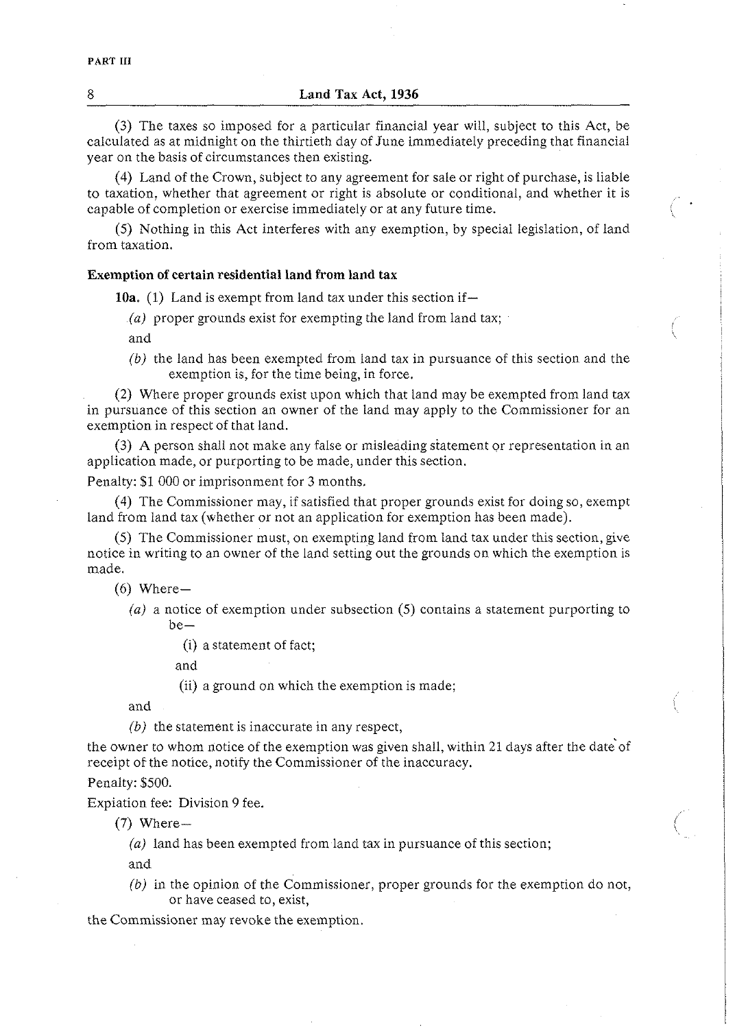(3) The taxes so imposed for a particular financial year will, subject to this Act, be calculated as at midnight on the thirtieth day of June immediately preceding that financial year on the basis of circumstances then existing.

(4) Land of the Crown, subject to any agreement for sale or right of purchase, is liable to taxation, whether that agreement or right is absolute or conditional, and whether it is capable of completion or exercise immediately or at any future time.

(5) Nothing in this Act interferes with any exemption, by special legislation, of land from taxation.

**Exemption of certain residential land from land tax**

**10a.** (1) Land is exempt from land tax under this section if—

*(a)* proper grounds exist for exempting the land from land tax;

and

*(b)* the land has been exempted from land tax in pursuance of this section and the exemption is, for the time being, in force.

(2) Where proper grounds exist upon which that land may be exempted from land tax in pursuance of this section an owner of the land may apply to the Commissioner for an exemption in respect of that land.

(3) A person shall not make any false or misleading statement or representation in an application made, or purporting to be made, under this section.

Penalty: $1 000 or imprisonment for 3 months.

(4) The Commissioner may, if satisfied that proper grounds exist for doing so, exempt land from land tax (whether or not an application for exemption has been made).

(5) The Commissioner must, on exempting land from land tax under this section, give notice in writing to an owner of the land setting out the grounds on which the exemption is made.

(6) Where—

*(a)* a notice of exemption under subsection (5) contains a statement purporting to be—

(i) a statement of fact;

and

(ii) a ground on which the exemption is made;

and

*(b)* the statement is inaccurate in any respect,

the owner to whom notice of the exemption was given shall, within 21 days after the date of receipt of the notice, notify the Commissioner of the inaccuracy.

Penalty: $500.

Expiation fee: Division 9 fee.

(7) Where—

*(a)* land has been exempted from land tax in pursuance of this section;

and

*(b)* in the opinion of the Commissioner, proper grounds for the exemption do not, or have ceased to, exist,

the Commissioner may revoke the exemption.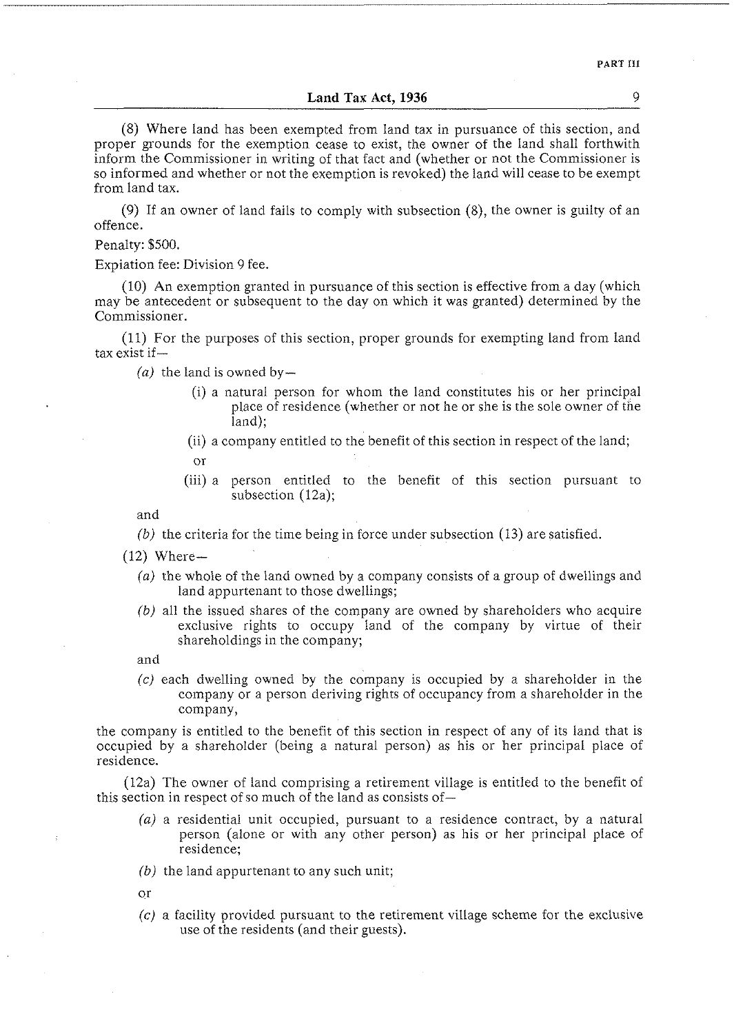(8) Where land has been exempted from land tax in pursuance of this section, and proper grounds for the exemption cease to exist, the owner of the land shall forthwith inform the Commissioner in writing of that fact and (whether or not the Commissioner is so informed and whether or not the exemption is revoked) the land will cease to be exempt from land tax.

(9) If an owner of land fails to comply with subsection (8), the owner is guilty of an offence.

Penalty: $500.

Expiation fee: Division 9 fee.

(10) An exemption granted in pursuance of this section is effective from a day (which may be antecedent or subsequent to the day on which it was granted) determined by the Commissioner.

(11) For the purposes of this section, proper grounds for exempting land from land tax exist if—

*(a)* the land is owned by—

(i) a natural person for whom the land constitutes his or her principal place of residence (whether or not he or she is the sole owner of the land);

(ii) a company entitled to the benefit of this section in respect of the land;

or

(iii) a person entitled to the benefit of this section pursuant to subsection (12a);

and

*(b)* the criteria for the time being in force under subsection (13) are satisfied.

(12) Where—

*(a)* the whole of the land owned by a company consists of a group of dwellings and land appurtenant to those dwellings;

*(b)* all the issued shares of the company are owned by shareholders who acquire exclusive rights to occupy land of the company by virtue of their shareholdings in the company;

and

*(c)* each dwelling owned by the company is occupied by a shareholder in the company or a person deriving rights of occupancy from a shareholder in the company,

the company is entitled to the benefit of this section in respect of any of its land that is occupied by a shareholder (being a natural person) as his or her principal place of residence.

(12a) The owner of land comprising a retirement village is entitled to the benefit of this section in respect of so much of the land as consists of—

*(a)* a residential unit occupied, pursuant to a residence contract, by a natural person (alone or with any other person) as his or her principal place of residence;

*(b)* the land appurtenant to any such unit;

or

*(c)* a facility provided pursuant to the retirement village scheme for the exclusive use of the residents (and their guests).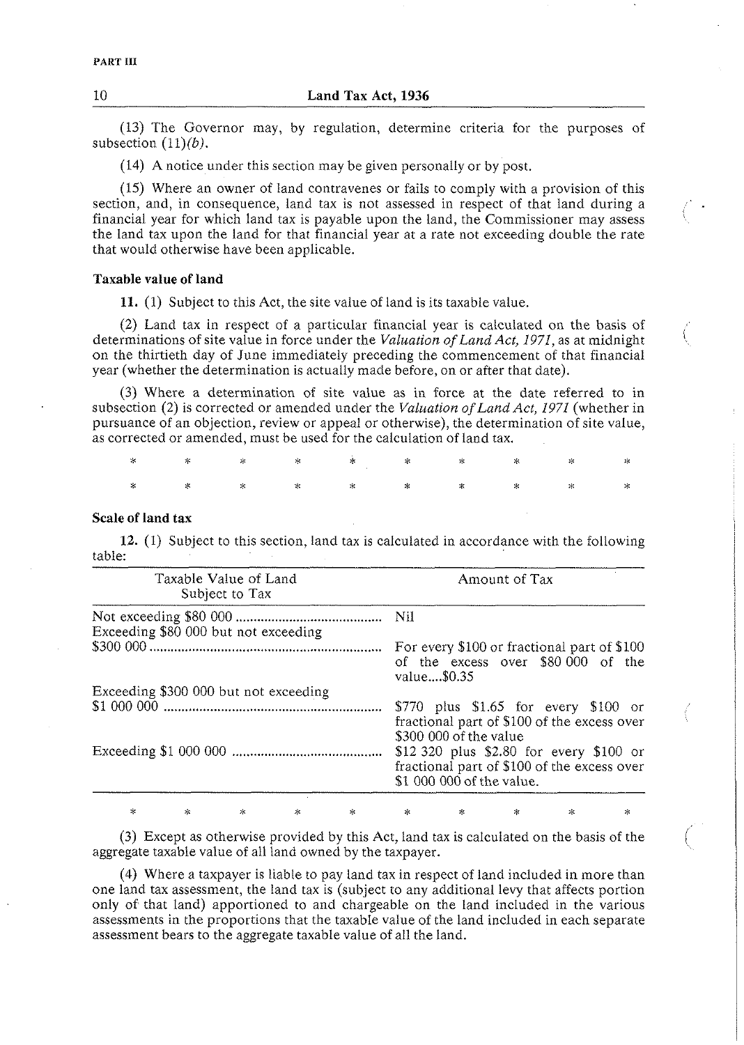(13) The Governor may, by regulation, determine criteria for the purposes of subsection (11)*(b)*.

(14) A notice under this section may be given personally or by post.

(15) Where an owner of land contravenes or fails to comply with a provision of this section, and, in consequence, land tax is not assessed in respect of that land during a financial year for which land tax is payable upon the land, the Commissioner may assess the land tax upon the land for that financial year at a rate not exceeding double the rate that would otherwise have been applicable.

**Taxable value of land**

**11.** (1) Subject to this Act, the site value of land is its taxable value.

(2) Land tax in respect of a particular financial year is calculated on the basis of determinations of site value in force under the *Valuation of Land Act, 1971*, as at midnight on the thirtieth day of June immediately preceding the commencement of that financial year (whether the determination is actually made before, on or after that date).

(3) Where a determination of site value as in force at the date referred to in subsection (2) is corrected or amended under the *Valuation of Land Act, 1971* (whether in pursuance of an objection, review or appeal or otherwise), the determination of site value, as corrected or amended, must be used for the calculation of land tax.

\* \* \* \* \* \* \* \* \* \*

\* \* \* \* \* \* \* \* \* \*

**Scale of land tax**

**12.** (1) Subject to this section, land tax is calculated in accordance with the following table:

| Taxable Value of Land Subject to Tax | Amount of Tax |
|---|---|
| Not exceeding $80 000 | Nil |
| Exceeding $80 000 but not exceeding $300 000 | For every $100 or fractional part of $100 of the excess over $80 000 of the value....$0.35 |
| Exceeding $300 000 but not exceeding $1 000 000 | $770 plus $1.65 for every $100 or fractional part of $100 of the excess over $300 000 of the value |
| Exceeding $1 000 000 | $12 320 plus $2.80 for every $100 or fractional part of $100 of the excess over $1 000 000 of the value. |

\* \* \* \* \* \* \* \* \* \*

(3) Except as otherwise provided by this Act, land tax is calculated on the basis of the aggregate taxable value of all land owned by the taxpayer.

(4) Where a taxpayer is liable to pay land tax in respect of land included in more than one land tax assessment, the land tax is (subject to any additional levy that affects portion only of that land) apportioned to and chargeable on the land included in the various assessments in the proportions that the taxable value of the land included in each separate assessment bears to the aggregate taxable value of all the land.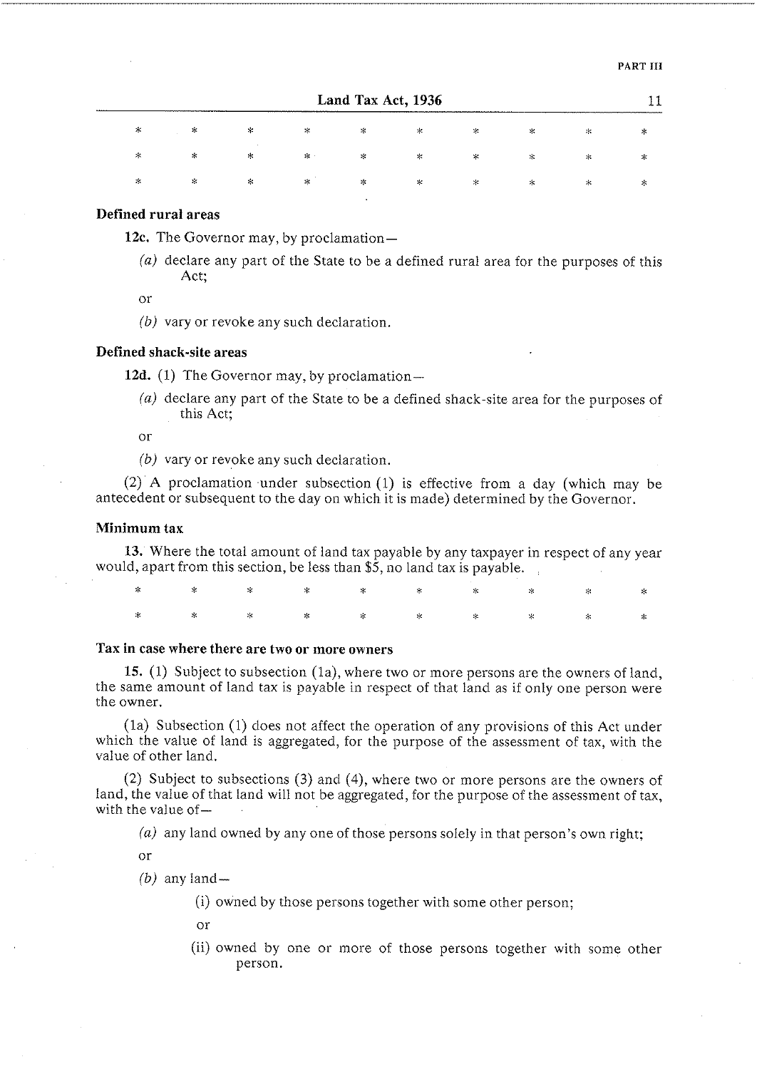\*   \*   \*   \*   \*   \*   \*   \*   \*   \*

\*   \*   \*   \*   \*   \*   \*   \*   \*   \*

\*   \*   \*   \*   \*   \*   \*   \*   \*   \*

**Defined rural areas**

**12c.** The Governor may, by proclamation—

(*a*) declare any part of the State to be a defined rural area for the purposes of this Act;

or

(*b*) vary or revoke any such declaration.

**Defined shack-site areas**

**12d.** (1) The Governor may, by proclamation—

(*a*) declare any part of the State to be a defined shack-site area for the purposes of this Act;

or

(*b*) vary or revoke any such declaration.

(2) A proclamation under subsection (1) is effective from a day (which may be antecedent or subsequent to the day on which it is made) determined by the Governor.

**Minimum tax**

**13.** Where the total amount of land tax payable by any taxpayer in respect of any year would, apart from this section, be less than $5, no land tax is payable.

\*   \*   \*   \*   \*   \*   \*   \*   \*   \*

\*   \*   \*   \*   \*   \*   \*   \*   \*   \*

**Tax in case where there are two or more owners**

**15.** (1) Subject to subsection (1a), where two or more persons are the owners of land, the same amount of land tax is payable in respect of that land as if only one person were the owner.

(1a) Subsection (1) does not affect the operation of any provisions of this Act under which the value of land is aggregated, for the purpose of the assessment of tax, with the value of other land.

(2) Subject to subsections (3) and (4), where two or more persons are the owners of land, the value of that land will not be aggregated, for the purpose of the assessment of tax, with the value of—

(*a*) any land owned by any one of those persons solely in that person's own right;

or

(*b*) any land—

(i) owned by those persons together with some other person;

or

(ii) owned by one or more of those persons together with some other person.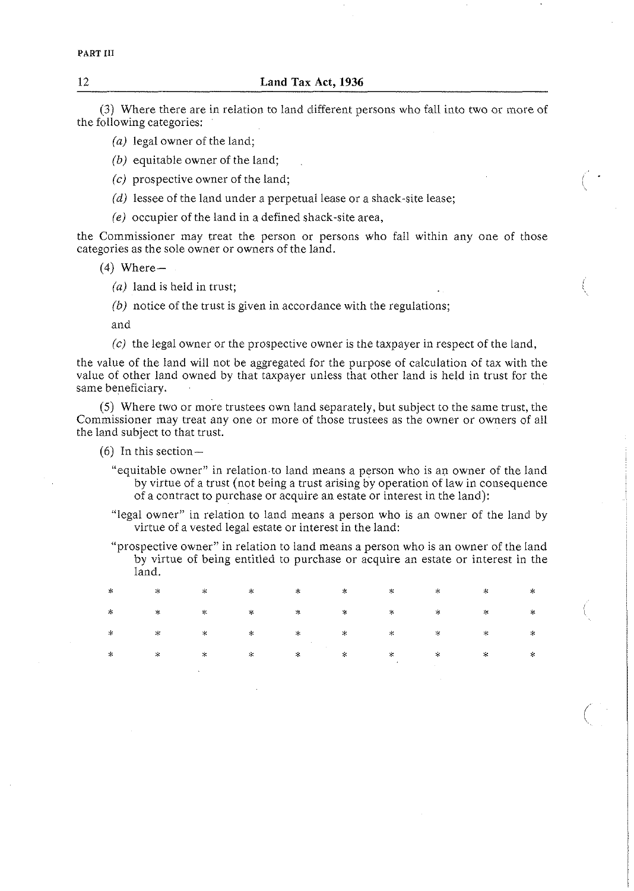(3) Where there are in relation to land different persons who fall into two or more of the following categories:

*(a)* legal owner of the land;

*(b)* equitable owner of the land;

*(c)* prospective owner of the land;

*(d)* lessee of the land under a perpetual lease or a shack-site lease;

*(e)* occupier of the land in a defined shack-site area,

the Commissioner may treat the person or persons who fall within any one of those categories as the sole owner or owners of the land.

(4) Where—

*(a)* land is held in trust;

*(b)* notice of the trust is given in accordance with the regulations;

and

*(c)* the legal owner or the prospective owner is the taxpayer in respect of the land,

the value of the land will not be aggregated for the purpose of calculation of tax with the value of other land owned by that taxpayer unless that other land is held in trust for the same beneficiary.

(5) Where two or more trustees own land separately, but subject to the same trust, the Commissioner may treat any one or more of those trustees as the owner or owners of all the land subject to that trust.

(6) In this section—

"equitable owner" in relation to land means a person who is an owner of the land by virtue of a trust (not being a trust arising by operation of law in consequence of a contract to purchase or acquire an estate or interest in the land):

"legal owner" in relation to land means a person who is an owner of the land by virtue of a vested legal estate or interest in the land:

"prospective owner" in relation to land means a person who is an owner of the land by virtue of being entitled to purchase or acquire an estate or interest in the land.

\* \* \* \* \* \* \* \* \* \*

\* \* \* \* \* \* \* \* \* \*

\* \* \* \* \* \* \* \* \* \*

\* \* \* \* \* \* \* \* \* \*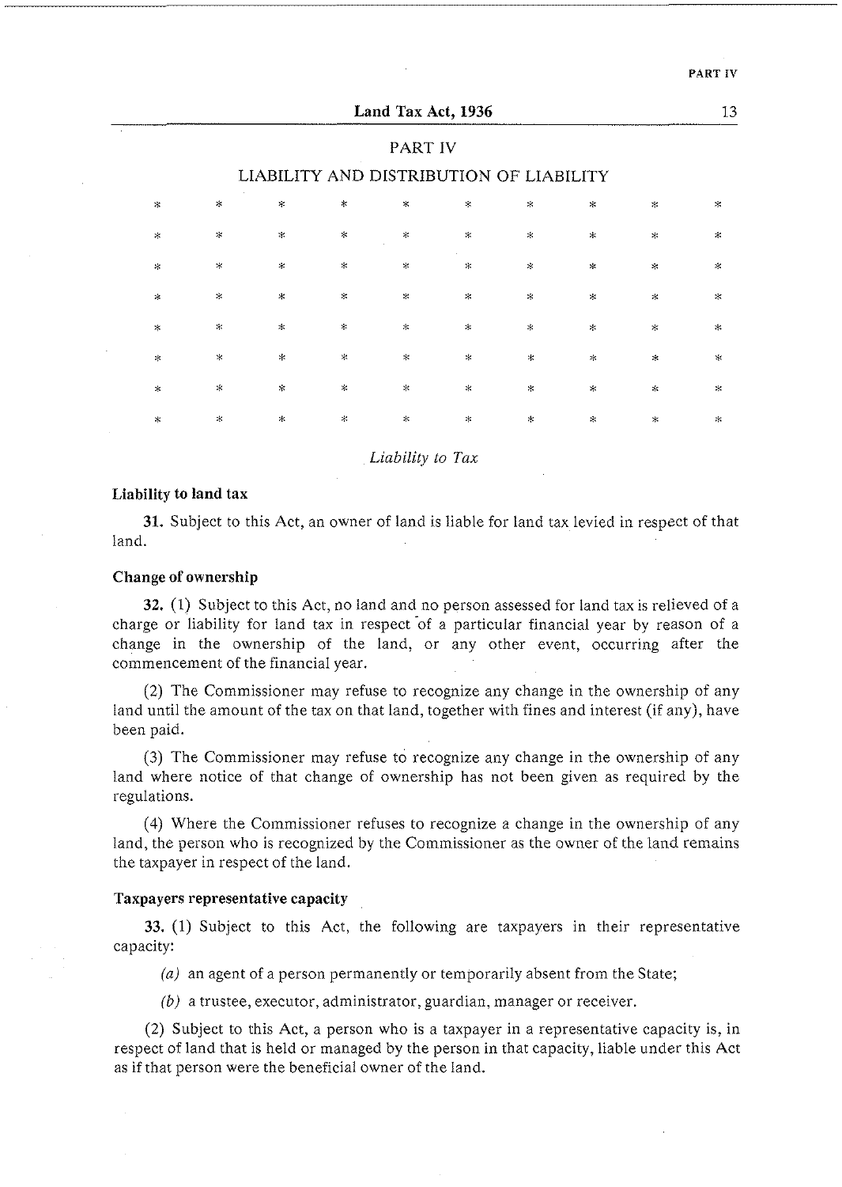## PART IV

## LIABILITY AND DISTRIBUTION OF LIABILITY

\* \* \* \* \* \* \* \* \* \*

\* \* \* \* \* \* \* \* \* \*

\* \* \* \* \* \* \* \* \* \*

\* \* \* \* \* \* \* \* \* \*

\* \* \* \* \* \* \* \* \* \*

\* \* \* \* \* \* \* \* \* \*

\* \* \* \* \* \* \* \* \* \*

\* \* \* \* \* \* \* \* \* \*

*Liability to Tax*

**Liability to land tax**

**31.** Subject to this Act, an owner of land is liable for land tax levied in respect of that land.

**Change of ownership**

**32.** (1) Subject to this Act, no land and no person assessed for land tax is relieved of a charge or liability for land tax in respect of a particular financial year by reason of a change in the ownership of the land, or any other event, occurring after the commencement of the financial year.

(2) The Commissioner may refuse to recognize any change in the ownership of any land until the amount of the tax on that land, together with fines and interest (if any), have been paid.

(3) The Commissioner may refuse to recognize any change in the ownership of any land where notice of that change of ownership has not been given as required by the regulations.

(4) Where the Commissioner refuses to recognize a change in the ownership of any land, the person who is recognized by the Commissioner as the owner of the land remains the taxpayer in respect of the land.

**Taxpayers representative capacity**

**33.** (1) Subject to this Act, the following are taxpayers in their representative capacity:

*(a)* an agent of a person permanently or temporarily absent from the State;

*(b)* a trustee, executor, administrator, guardian, manager or receiver.

(2) Subject to this Act, a person who is a taxpayer in a representative capacity is, in respect of land that is held or managed by the person in that capacity, liable under this Act as if that person were the beneficial owner of the land.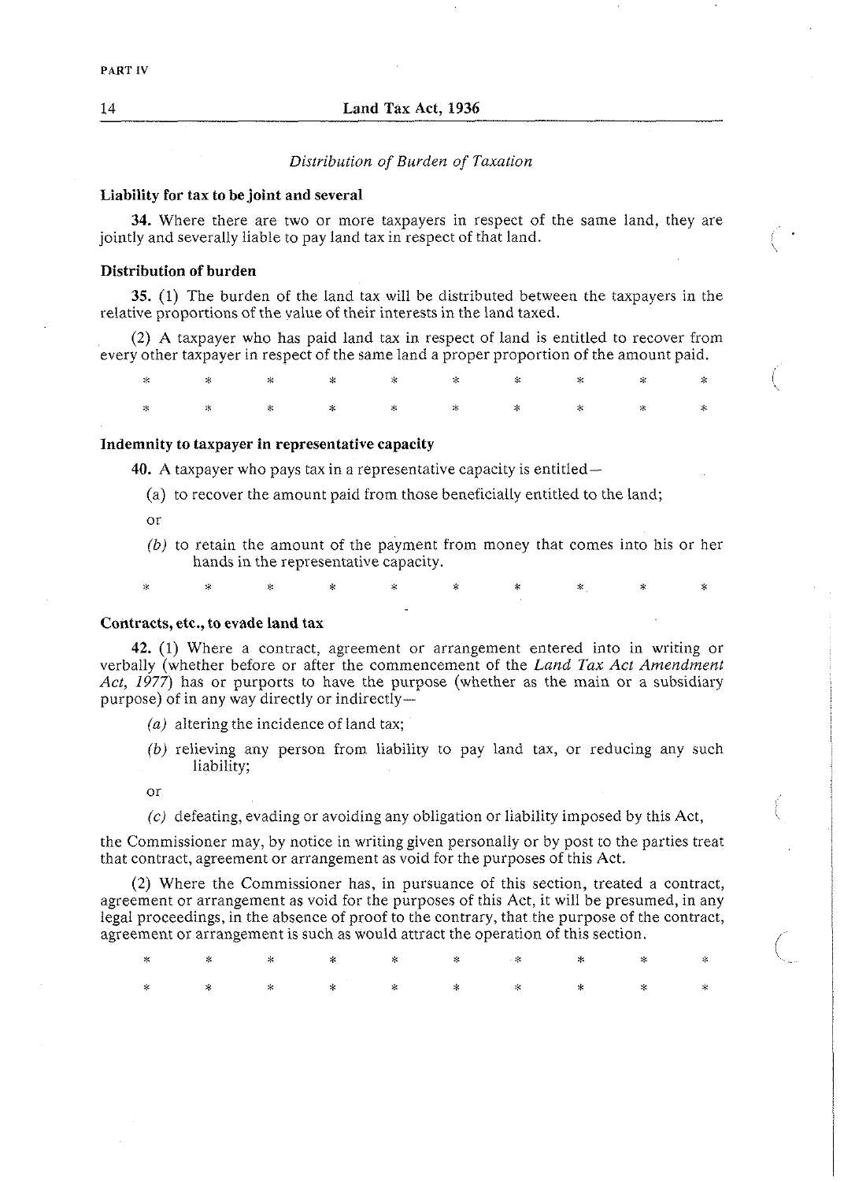*Distribution of Burden of Taxation*

**Liability for tax to be joint and several**

**34.** Where there are two or more taxpayers in respect of the same land, they are jointly and severally liable to pay land tax in respect of that land.

**Distribution of burden**

**35.** (1) The burden of the land tax will be distributed between the taxpayers in the relative proportions of the value of their interests in the land taxed.

(2) A taxpayer who has paid land tax in respect of land is entitled to recover from every other taxpayer in respect of the same land a proper proportion of the amount paid.

\* \* \* \* \* \* \* \* \* \*

\* \* \* \* \* \* \* \* \* \*

**Indemnity to taxpayer in representative capacity**

**40.** A taxpayer who pays tax in a representative capacity is entitled—

(a) to recover the amount paid from those beneficially entitled to the land;

or

*(b)* to retain the amount of the payment from money that comes into his or her hands in the representative capacity.

\* \* \* \* \* \* \* \* \* \*

**Contracts, etc., to evade land tax**

**42.** (1) Where a contract, agreement or arrangement entered into in writing or verbally (whether before or after the commencement of the *Land Tax Act Amendment Act, 1977*) has or purports to have the purpose (whether as the main or a subsidiary purpose) of in any way directly or indirectly—

*(a)* altering the incidence of land tax;

*(b)* relieving any person from liability to pay land tax, or reducing any such liability;

or

*(c)* defeating, evading or avoiding any obligation or liability imposed by this Act,

the Commissioner may, by notice in writing given personally or by post to the parties treat that contract, agreement or arrangement as void for the purposes of this Act.

(2) Where the Commissioner has, in pursuance of this section, treated a contract, agreement or arrangement as void for the purposes of this Act, it will be presumed, in any legal proceedings, in the absence of proof to the contrary, that the purpose of the contract, agreement or arrangement is such as would attract the operation of this section.

\* \* \* \* \* \* \* \* \* \*

\* \* \* \* \* \* \* \* \* \*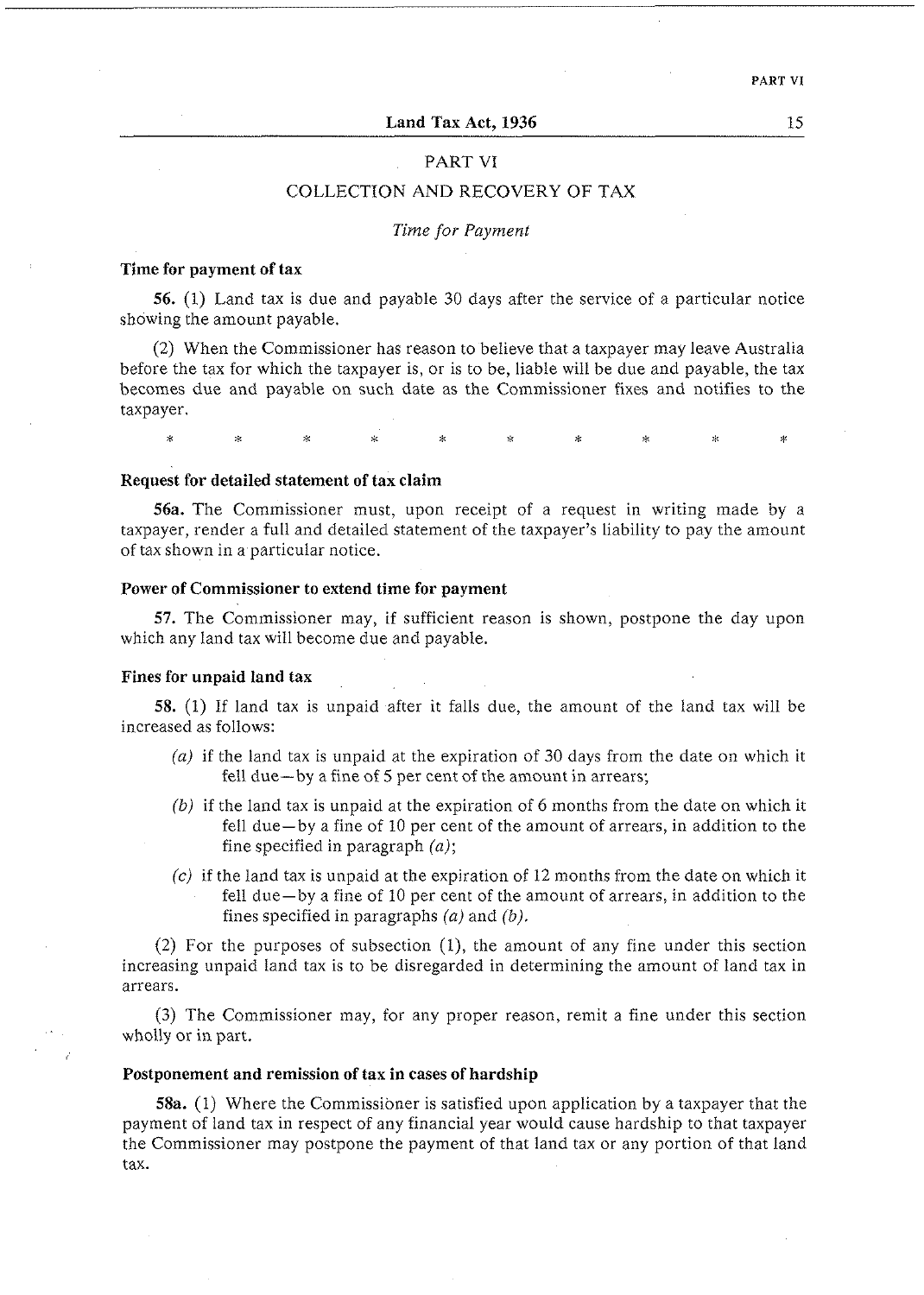## PART VI

## COLLECTION AND RECOVERY OF TAX

*Time for Payment*

**Time for payment of tax**

**56.** (1) Land tax is due and payable 30 days after the service of a particular notice showing the amount payable.

(2) When the Commissioner has reason to believe that a taxpayer may leave Australia before the tax for which the taxpayer is, or is to be, liable will be due and payable, the tax becomes due and payable on such date as the Commissioner fixes and notifies to the taxpayer.

\* \* \* \* \* \* \* \* \* \*

**Request for detailed statement of tax claim**

**56a.** The Commissioner must, upon receipt of a request in writing made by a taxpayer, render a full and detailed statement of the taxpayer's liability to pay the amount of tax shown in a particular notice.

**Power of Commissioner to extend time for payment**

**57.** The Commissioner may, if sufficient reason is shown, postpone the day upon which any land tax will become due and payable.

**Fines for unpaid land tax**

**58.** (1) If land tax is unpaid after it falls due, the amount of the land tax will be increased as follows:

*(a)* if the land tax is unpaid at the expiration of 30 days from the date on which it fell due—by a fine of 5 per cent of the amount in arrears;

*(b)* if the land tax is unpaid at the expiration of 6 months from the date on which it fell due—by a fine of 10 per cent of the amount of arrears, in addition to the fine specified in paragraph *(a)*;

*(c)* if the land tax is unpaid at the expiration of 12 months from the date on which it fell due—by a fine of 10 per cent of the amount of arrears, in addition to the fines specified in paragraphs *(a)* and *(b)*.

(2) For the purposes of subsection (1), the amount of any fine under this section increasing unpaid land tax is to be disregarded in determining the amount of land tax in arrears.

(3) The Commissioner may, for any proper reason, remit a fine under this section wholly or in part.

**Postponement and remission of tax in cases of hardship**

**58a.** (1) Where the Commissioner is satisfied upon application by a taxpayer that the payment of land tax in respect of any financial year would cause hardship to that taxpayer the Commissioner may postpone the payment of that land tax or any portion of that land tax.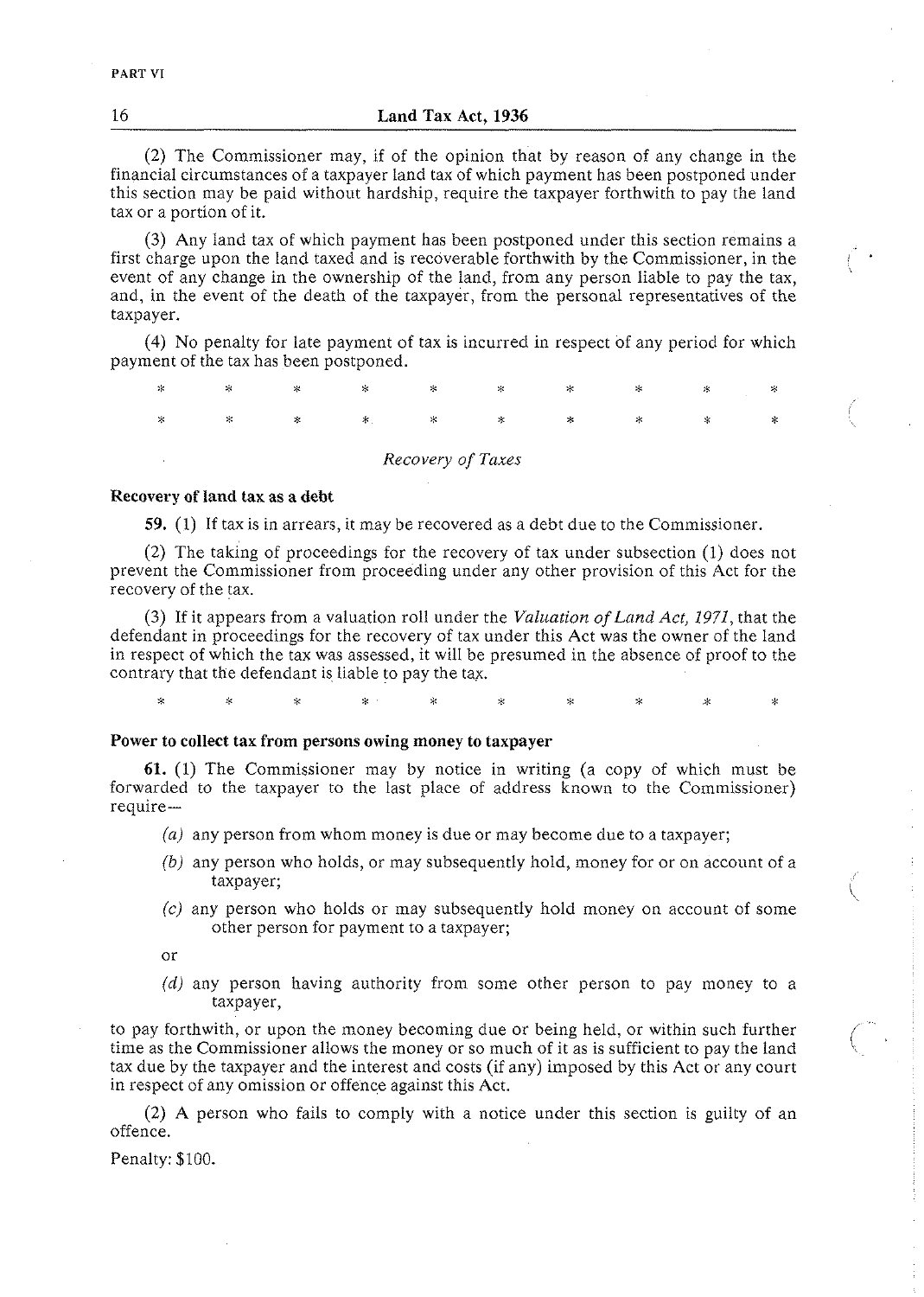(2) The Commissioner may, if of the opinion that by reason of any change in the financial circumstances of a taxpayer land tax of which payment has been postponed under this section may be paid without hardship, require the taxpayer forthwith to pay the land tax or a portion of it.

(3) Any land tax of which payment has been postponed under this section remains a first charge upon the land taxed and is recoverable forthwith by the Commissioner, in the event of any change in the ownership of the land, from any person liable to pay the tax, and, in the event of the death of the taxpayer, from the personal representatives of the taxpayer.

(4) No penalty for late payment of tax is incurred in respect of any period for which payment of the tax has been postponed.

\* \* \* \* \* \* \* \* \* \*

\* \* \* \* \* \* \* \* \* \*

*Recovery of Taxes*

**Recovery of land tax as a debt**

**59.** (1) If tax is in arrears, it may be recovered as a debt due to the Commissioner.

(2) The taking of proceedings for the recovery of tax under subsection (1) does not prevent the Commissioner from proceeding under any other provision of this Act for the recovery of the tax.

(3) If it appears from a valuation roll under the *Valuation of Land Act, 1971*, that the defendant in proceedings for the recovery of tax under this Act was the owner of the land in respect of which the tax was assessed, it will be presumed in the absence of proof to the contrary that the defendant is liable to pay the tax.

\* \* \* \* \* \* \* \* \* \*

**Power to collect tax from persons owing money to taxpayer**

**61.** (1) The Commissioner may by notice in writing (a copy of which must be forwarded to the taxpayer to the last place of address known to the Commissioner) require—

- *(a)* any person from whom money is due or may become due to a taxpayer;
- *(b)* any person who holds, or may subsequently hold, money for or on account of a taxpayer;
- *(c)* any person who holds or may subsequently hold money on account of some other person for payment to a taxpayer;

or

- *(d)* any person having authority from some other person to pay money to a taxpayer,

to pay forthwith, or upon the money becoming due or being held, or within such further time as the Commissioner allows the money or so much of it as is sufficient to pay the land tax due by the taxpayer and the interest and costs (if any) imposed by this Act or any court in respect of any omission or offence against this Act.

(2) A person who fails to comply with a notice under this section is guilty of an offence.

Penalty: $100.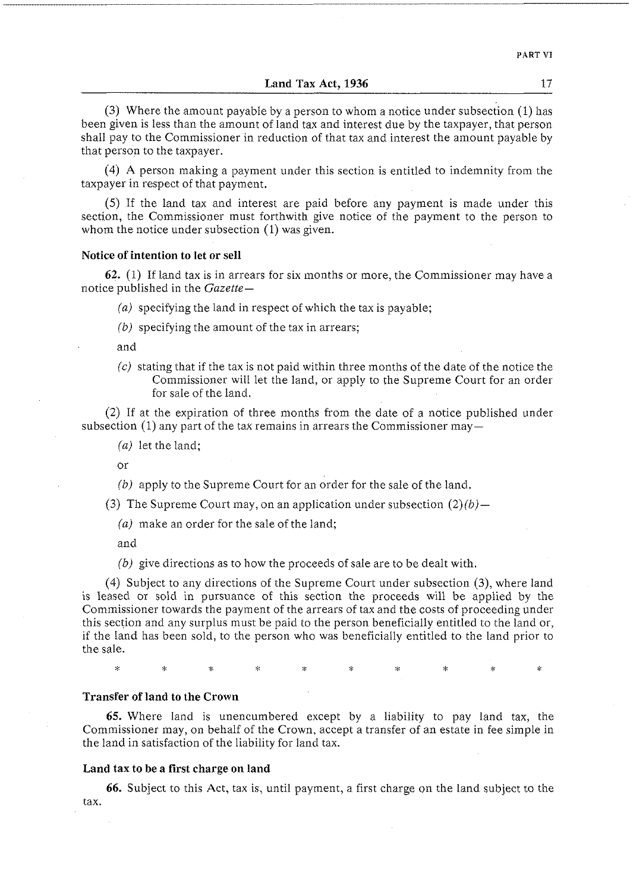(3) Where the amount payable by a person to whom a notice under subsection (1) has been given is less than the amount of land tax and interest due by the taxpayer, that person shall pay to the Commissioner in reduction of that tax and interest the amount payable by that person to the taxpayer.

(4) A person making a payment under this section is entitled to indemnity from the taxpayer in respect of that payment.

(5) If the land tax and interest are paid before any payment is made under this section, the Commissioner must forthwith give notice of the payment to the person to whom the notice under subsection (1) was given.

**Notice of intention to let or sell**

**62.** (1) If land tax is in arrears for six months or more, the Commissioner may have a notice published in the *Gazette*—

*(a)* specifying the land in respect of which the tax is payable;

*(b)* specifying the amount of the tax in arrears;

and

*(c)* stating that if the tax is not paid within three months of the date of the notice the Commissioner will let the land, or apply to the Supreme Court for an order for sale of the land.

(2) If at the expiration of three months from the date of a notice published under subsection (1) any part of the tax remains in arrears the Commissioner may—

*(a)* let the land;

or

*(b)* apply to the Supreme Court for an order for the sale of the land.

(3) The Supreme Court may, on an application under subsection (2)*(b)*—

*(a)* make an order for the sale of the land;

and

*(b)* give directions as to how the proceeds of sale are to be dealt with.

(4) Subject to any directions of the Supreme Court under subsection (3), where land is leased or sold in pursuance of this section the proceeds will be applied by the Commissioner towards the payment of the arrears of tax and the costs of proceeding under this section and any surplus must be paid to the person beneficially entitled to the land or, if the land has been sold, to the person who was beneficially entitled to the land prior to the sale.

\* \* \* \* \* \* \* \* \* \*

**Transfer of land to the Crown**

**65.** Where land is unencumbered except by a liability to pay land tax, the Commissioner may, on behalf of the Crown, accept a transfer of an estate in fee simple in the land in satisfaction of the liability for land tax.

**Land tax to be a first charge on land**

**66.** Subject to this Act, tax is, until payment, a first charge on the land subject to the tax.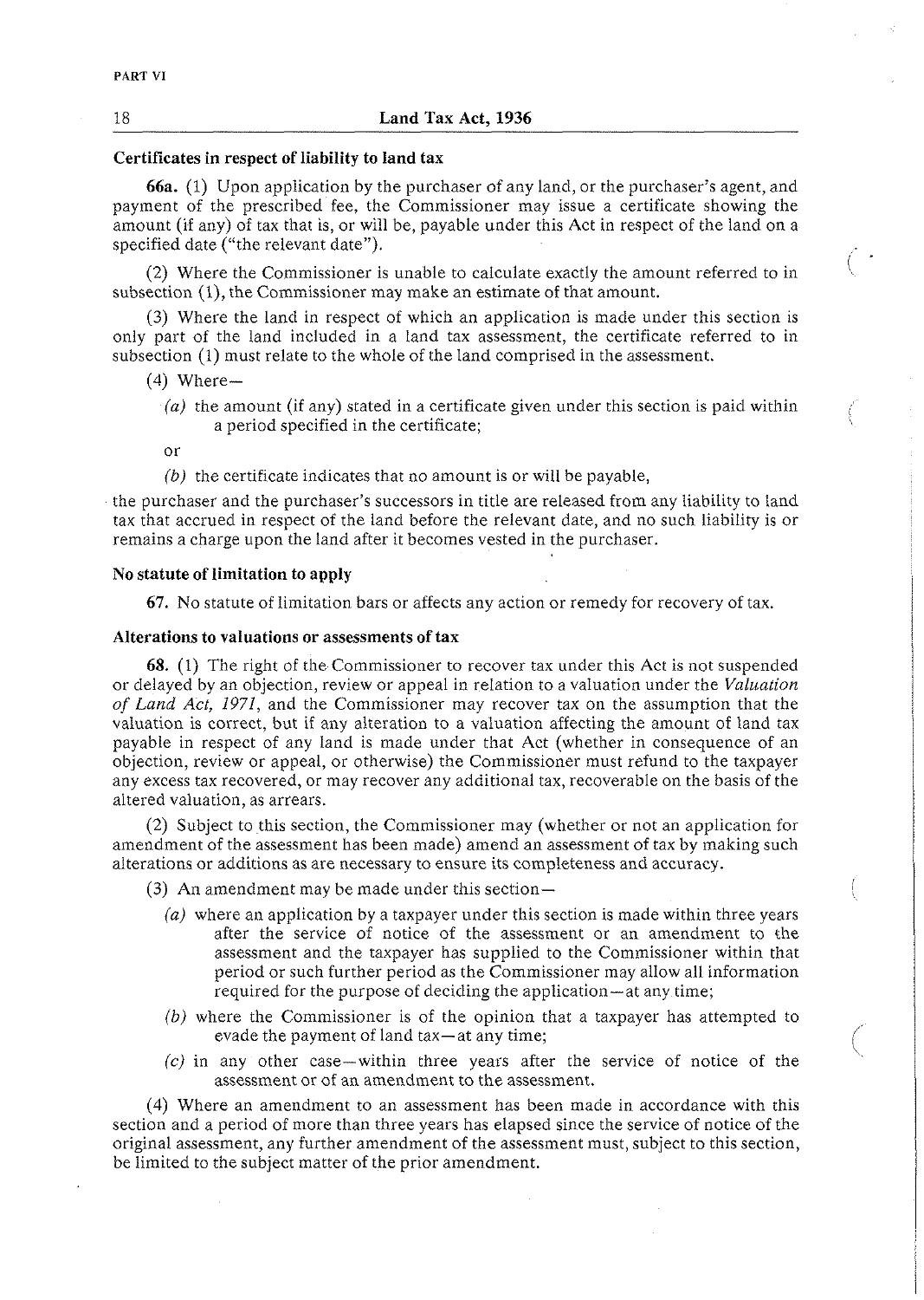#### Certificates in respect of liability to land tax

**66a.** (1) Upon application by the purchaser of any land, or the purchaser's agent, and payment of the prescribed fee, the Commissioner may issue a certificate showing the amount (if any) of tax that is, or will be, payable under this Act in respect of the land on a specified date ("the relevant date").

(2) Where the Commissioner is unable to calculate exactly the amount referred to in subsection (1), the Commissioner may make an estimate of that amount.

(3) Where the land in respect of which an application is made under this section is only part of the land included in a land tax assessment, the certificate referred to in subsection (1) must relate to the whole of the land comprised in the assessment.

(4) Where—

*(a)* the amount (if any) stated in a certificate given under this section is paid within a period specified in the certificate;

or

*(b)* the certificate indicates that no amount is or will be payable,

the purchaser and the purchaser's successors in title are released from any liability to land tax that accrued in respect of the land before the relevant date, and no such liability is or remains a charge upon the land after it becomes vested in the purchaser.

#### No statute of limitation to apply

**67.** No statute of limitation bars or affects any action or remedy for recovery of tax.

#### Alterations to valuations or assessments of tax

**68.** (1) The right of the Commissioner to recover tax under this Act is not suspended or delayed by an objection, review or appeal in relation to a valuation under the *Valuation of Land Act, 1971*, and the Commissioner may recover tax on the assumption that the valuation is correct, but if any alteration to a valuation affecting the amount of land tax payable in respect of any land is made under that Act (whether in consequence of an objection, review or appeal, or otherwise) the Commissioner must refund to the taxpayer any excess tax recovered, or may recover any additional tax, recoverable on the basis of the altered valuation, as arrears.

(2) Subject to this section, the Commissioner may (whether or not an application for amendment of the assessment has been made) amend an assessment of tax by making such alterations or additions as are necessary to ensure its completeness and accuracy.

(3) An amendment may be made under this section—

*(a)* where an application by a taxpayer under this section is made within three years after the service of notice of the assessment or an amendment to the assessment and the taxpayer has supplied to the Commissioner within that period or such further period as the Commissioner may allow all information required for the purpose of deciding the application—at any time;

*(b)* where the Commissioner is of the opinion that a taxpayer has attempted to evade the payment of land tax—at any time;

*(c)* in any other case—within three years after the service of notice of the assessment or of an amendment to the assessment.

(4) Where an amendment to an assessment has been made in accordance with this section and a period of more than three years has elapsed since the service of notice of the original assessment, any further amendment of the assessment must, subject to this section, be limited to the subject matter of the prior amendment.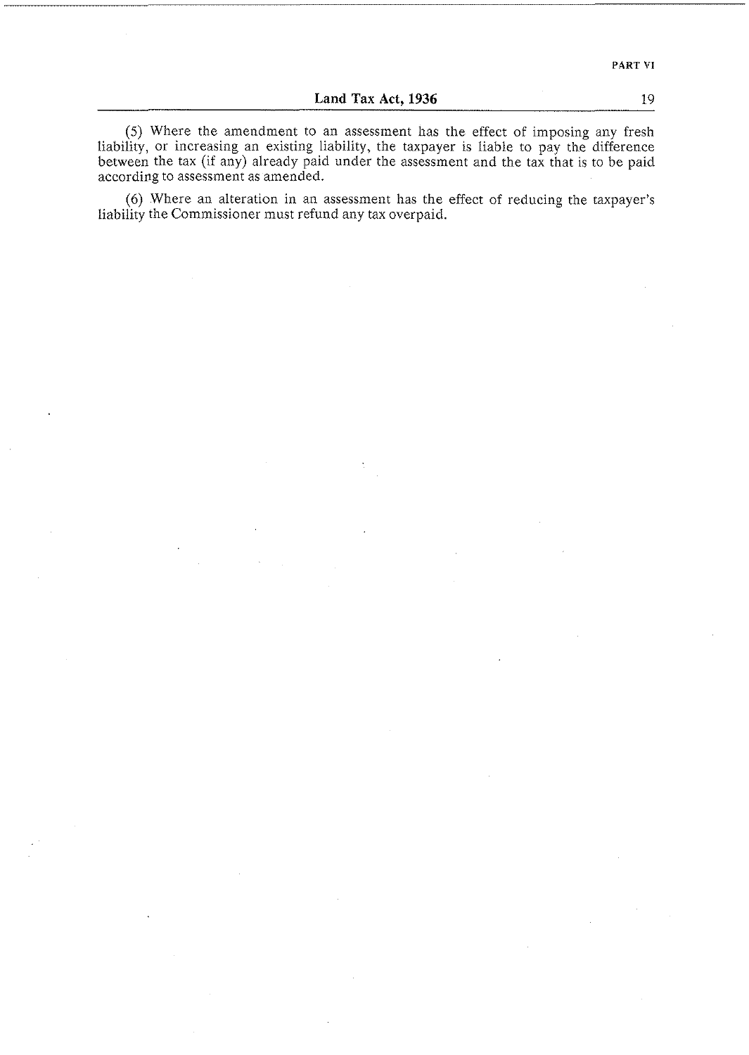(5) Where the amendment to an assessment has the effect of imposing any fresh liability, or increasing an existing liability, the taxpayer is liable to pay the difference between the tax (if any) already paid under the assessment and the tax that is to be paid according to assessment as amended.

(6) Where an alteration in an assessment has the effect of reducing the taxpayer's liability the Commissioner must refund any tax overpaid.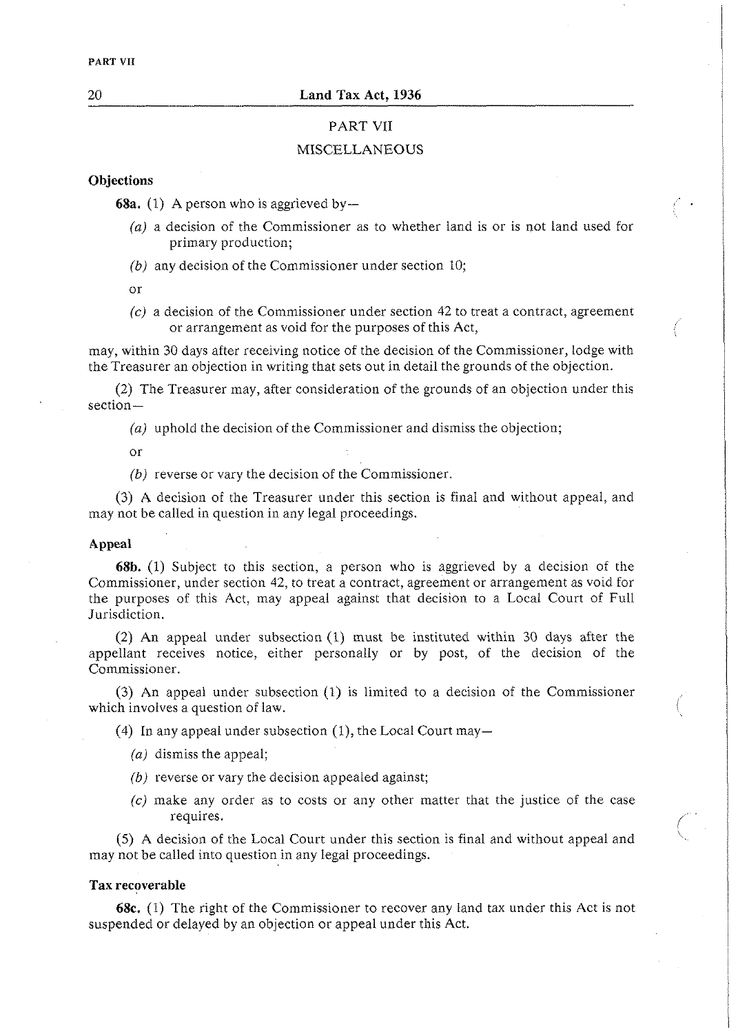## PART VII

## MISCELLANEOUS

**Objections**

**68a.** (1) A person who is aggrieved by—

*(a)* a decision of the Commissioner as to whether land is or is not land used for primary production;

*(b)* any decision of the Commissioner under section 10;

or

*(c)* a decision of the Commissioner under section 42 to treat a contract, agreement or arrangement as void for the purposes of this Act,

may, within 30 days after receiving notice of the decision of the Commissioner, lodge with the Treasurer an objection in writing that sets out in detail the grounds of the objection.

(2) The Treasurer may, after consideration of the grounds of an objection under this section—

*(a)* uphold the decision of the Commissioner and dismiss the objection;

or

*(b)* reverse or vary the decision of the Commissioner.

(3) A decision of the Treasurer under this section is final and without appeal, and may not be called in question in any legal proceedings.

**Appeal**

**68b.** (1) Subject to this section, a person who is aggrieved by a decision of the Commissioner, under section 42, to treat a contract, agreement or arrangement as void for the purposes of this Act, may appeal against that decision to a Local Court of Full Jurisdiction.

(2) An appeal under subsection (1) must be instituted within 30 days after the appellant receives notice, either personally or by post, of the decision of the Commissioner.

(3) An appeal under subsection (1) is limited to a decision of the Commissioner which involves a question of law.

(4) In any appeal under subsection (1), the Local Court may—

*(a)* dismiss the appeal;

*(b)* reverse or vary the decision appealed against;

*(c)* make any order as to costs or any other matter that the justice of the case requires.

(5) A decision of the Local Court under this section is final and without appeal and may not be called into question in any legal proceedings.

**Tax recoverable**

**68c.** (1) The right of the Commissioner to recover any land tax under this Act is not suspended or delayed by an objection or appeal under this Act.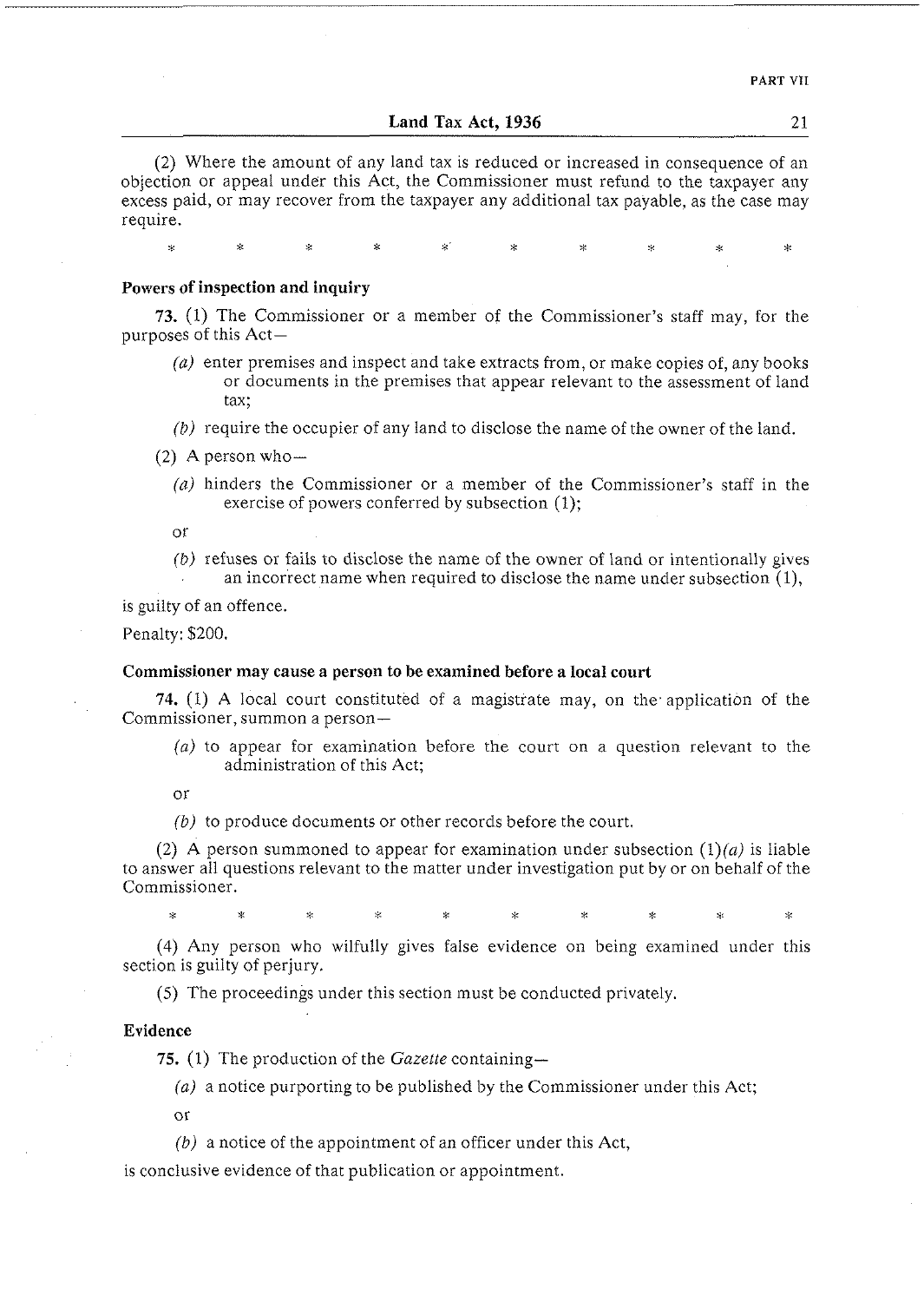(2) Where the amount of any land tax is reduced or increased in consequence of an objection or appeal under this Act, the Commissioner must refund to the taxpayer any excess paid, or may recover from the taxpayer any additional tax payable, as the case may require.

\* \* \* \* \* \* \* \* \* \*

**Powers of inspection and inquiry**

**73.** (1) The Commissioner or a member of the Commissioner's staff may, for the purposes of this Act—

*(a)* enter premises and inspect and take extracts from, or make copies of, any books or documents in the premises that appear relevant to the assessment of land tax;

*(b)* require the occupier of any land to disclose the name of the owner of the land.

(2) A person who—

*(a)* hinders the Commissioner or a member of the Commissioner's staff in the exercise of powers conferred by subsection (1);

or

*(b)* refuses or fails to disclose the name of the owner of land or intentionally gives an incorrect name when required to disclose the name under subsection (1),

is guilty of an offence.

Penalty: $200.

**Commissioner may cause a person to be examined before a local court**

**74.** (1) A local court constituted of a magistrate may, on the application of the Commissioner, summon a person—

*(a)* to appear for examination before the court on a question relevant to the administration of this Act;

or

*(b)* to produce documents or other records before the court.

(2) A person summoned to appear for examination under subsection (1)*(a)* is liable to answer all questions relevant to the matter under investigation put by or on behalf of the Commissioner.

\* \* \* \* \* \* \* \* \* \*

(4) Any person who wilfully gives false evidence on being examined under this section is guilty of perjury.

(5) The proceedings under this section must be conducted privately.

**Evidence**

**75.** (1) The production of the *Gazette* containing—

*(a)* a notice purporting to be published by the Commissioner under this Act;

or

*(b)* a notice of the appointment of an officer under this Act,

is conclusive evidence of that publication or appointment.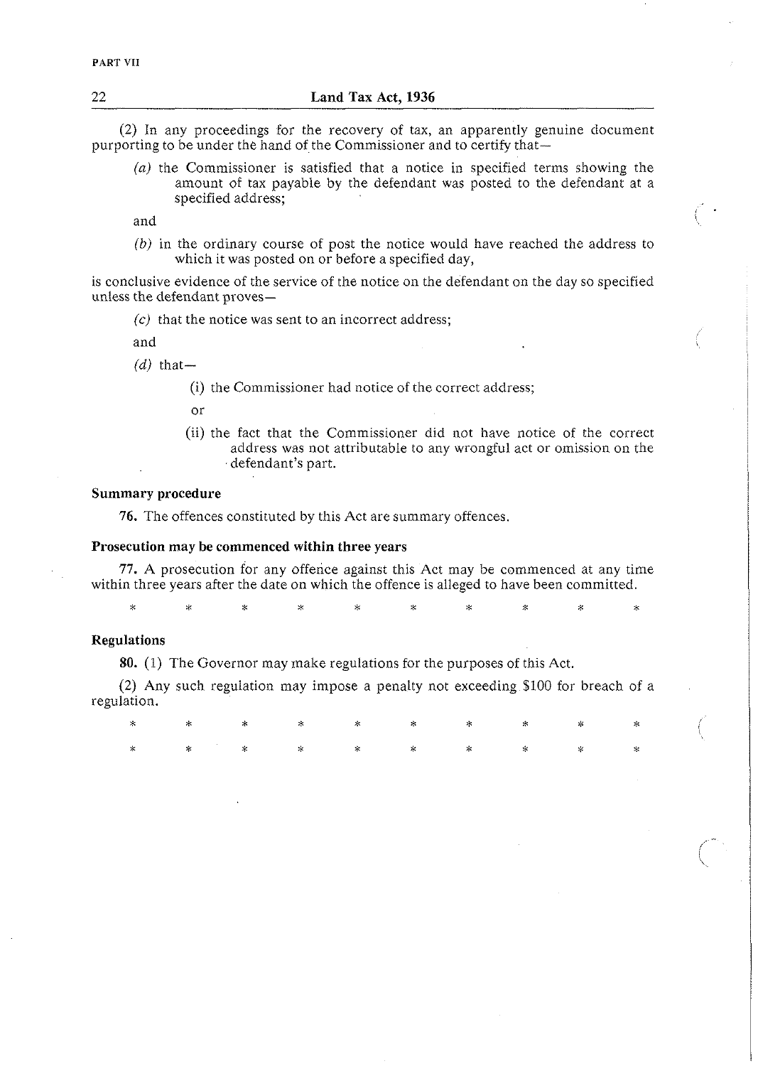(2) In any proceedings for the recovery of tax, an apparently genuine document purporting to be under the hand of the Commissioner and to certify that—

*(a)* the Commissioner is satisfied that a notice in specified terms showing the amount of tax payable by the defendant was posted to the defendant at a specified address;

and

*(b)* in the ordinary course of post the notice would have reached the address to which it was posted on or before a specified day,

is conclusive evidence of the service of the notice on the defendant on the day so specified unless the defendant proves—

*(c)* that the notice was sent to an incorrect address;

and

*(d)* that—

(i) the Commissioner had notice of the correct address;

or

(ii) the fact that the Commissioner did not have notice of the correct address was not attributable to any wrongful act or omission on the defendant's part.

**Summary procedure**

**76.** The offences constituted by this Act are summary offences.

**Prosecution may be commenced within three years**

**77.** A prosecution for any offence against this Act may be commenced at any time within three years after the date on which the offence is alleged to have been committed.

\* \* \* \* \* \* \* \* \* \*

**Regulations**

**80.** (1) The Governor may make regulations for the purposes of this Act.

(2) Any such regulation may impose a penalty not exceeding $100 for breach of a regulation.

\* \* \* \* \* \* \* \* \* \*

\* \* \* \* \* \* \* \* \* \*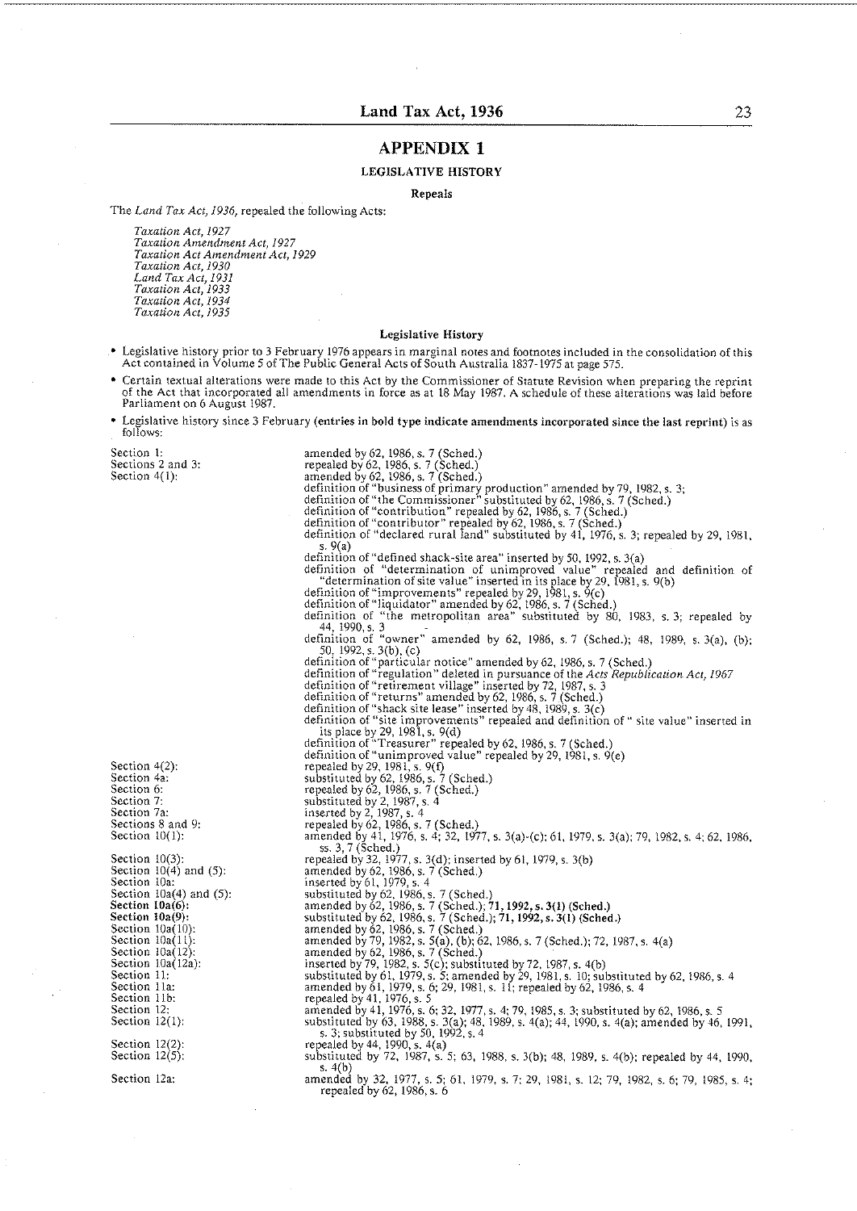# APPENDIX 1

## LEGISLATIVE HISTORY

### Repeals

The *Land Tax Act, 1936*, repealed the following Acts:

*Taxation Act, 1927*
*Taxation Amendment Act, 1927*
*Taxation Act Amendment Act, 1929*
*Taxation Act, 1930*
*Land Tax Act, 1931*
*Taxation Act, 1933*
*Taxation Act, 1934*
*Taxation Act, 1935*

### Legislative History

- Legislative history prior to 3 February 1976 appears in marginal notes and footnotes included in the consolidation of this Act contained in Volume 5 of The Public General Acts of South Australia 1837-1975 at page 575.
- Certain textual alterations were made to this Act by the Commissioner of Statute Revision when preparing the reprint of the Act that incorporated all amendments in force as at 18 May 1987. A schedule of these alterations was laid before Parliament on 6 August 1987.
- Legislative history since 3 February (**entries in bold type indicate amendments incorporated since the last reprint**) is as follows:

| | |
|---|---|
| Section 1: | amended by 62, 1986, s. 7 (Sched.) |
| Sections 2 and 3: | repealed by 62, 1986, s. 7 (Sched.) |
| Section 4(1): | amended by 62, 1986, s. 7 (Sched.) |
| | definition of "business of primary production" amended by 79, 1982, s. 3; |
| | definition of "the Commissioner" substituted by 62, 1986, s. 7 (Sched.) |
| | definition of "contribution" repealed by 62, 1986, s. 7 (Sched.) |
| | definition of "contributor" repealed by 62, 1986, s. 7 (Sched.) |
| | definition of "declared rural land" substituted by 41, 1976, s. 3; repealed by 29, 1981, s. 9(a) |
| | definition of "defined shack-site area" inserted by 50, 1992, s. 3(a) |
| | definition of "determination of unimproved value" repealed and definition of "determination of site value" inserted in its place by 29, 1981, s. 9(b) |
| | definition of "improvements" repealed by 29, 1981, s. 9(c) |
| | definition of "liquidator" amended by 62, 1986, s. 7 (Sched.) |
| | definition of "the metropolitan area" substituted by 80, 1983, s. 3; repealed by 44, 1990, s. 3 |
| | definition of "owner" amended by 62, 1986, s. 7 (Sched.); 48, 1989, s. 3(a), (b); 50, 1992, s. 3(b), (c) |
| | definition of "particular notice" amended by 62, 1986, s. 7 (Sched.) |
| | definition of "regulation" deleted in pursuance of the *Acts Republication Act, 1967* |
| | definition of "retirement village" inserted by 72, 1987, s. 3 |
| | definition of "returns" amended by 62, 1986, s. 7 (Sched.) |
| | definition of "shack site lease" inserted by 48, 1989, s. 3(c) |
| | definition of "site improvements" repealed and definition of " site value" inserted in its place by 29, 1981, s. 9(d) |
| | definition of "Treasurer" repealed by 62, 1986, s. 7 (Sched.) |
| | definition of "unimproved value" repealed by 29, 1981, s. 9(e) |
| Section 4(2): | repealed by 29, 1981, s. 9(f) |
| Section 4a: | substituted by 62, 1986, s. 7 (Sched.) |
| Section 6: | repealed by 62, 1986, s. 7 (Sched.) |
| Section 7: | substituted by 2, 1987, s. 4 |
| Section 7a: | inserted by 2, 1987, s. 4 |
| Sections 8 and 9: | repealed by 62, 1986, s. 7 (Sched.) |
| Section 10(1): | amended by 41, 1976, s. 4; 32, 1977, s. 3(a)-(c); 61, 1979, s. 3(a); 79, 1982, s. 4; 62, 1986, ss. 3, 7 (Sched.) |
| Section 10(3): | repealed by 32, 1977, s. 3(d); inserted by 61, 1979, s. 3(b) |
| Section 10(4) and (5): | amended by 62, 1986, s. 7 (Sched.) |
| Section 10a: | inserted by 61, 1979, s. 4 |
| Section 10a(4) and (5): | substituted by 62, 1986, s. 7 (Sched.) |
| **Section 10a(6):** | amended by 62, 1986, s. 7 (Sched.); **71, 1992, s. 3(1) (Sched.)** |
| **Section 10a(9):** | substituted by 62, 1986, s. 7 (Sched.); **71, 1992, s. 3(1) (Sched.)** |
| Section 10a(10): | amended by 62, 1986, s. 7 (Sched.) |
| Section 10a(11): | amended by 79, 1982, s. 5(a), (b); 62, 1986, s. 7 (Sched.); 72, 1987, s. 4(a) |
| Section 10a(12): | amended by 62, 1986, s. 7 (Sched.) |
| Section 10a(12a): | inserted by 79, 1982, s. 5(c); substituted by 72, 1987, s. 4(b) |
| Section 11: | substituted by 61, 1979, s. 5; amended by 29, 1981, s. 10; substituted by 62, 1986, s. 4 |
| Section 11a: | amended by 61, 1979, s. 6; 29, 1981, s. 11; repealed by 62, 1986, s. 4 |
| Section 11b: | repealed by 41, 1976, s. 5 |
| Section 12: | amended by 41, 1976, s. 6; 32, 1977, s. 4; 79, 1985, s. 3; substituted by 62, 1986, s. 5 |
| Section 12(1): | substituted by 63, 1988, s. 3(a); 48, 1989, s. 4(a); 44, 1990, s. 4(a); amended by 46, 1991, s. 3; substituted by 50, 1992, s. 4 |
| Section 12(2): | repealed by 44, 1990, s. 4(a) |
| Section 12(5): | substituted by 72, 1987, s. 5; 63, 1988, s. 3(b); 48, 1989, s. 4(b); repealed by 44, 1990, s. 4(b) |
| Section 12a: | amended by 32, 1977, s. 5; 61, 1979, s. 7; 29, 1981, s. 12; 79, 1982, s. 6; 79, 1985, s. 4; repealed by 62, 1986, s. 6 |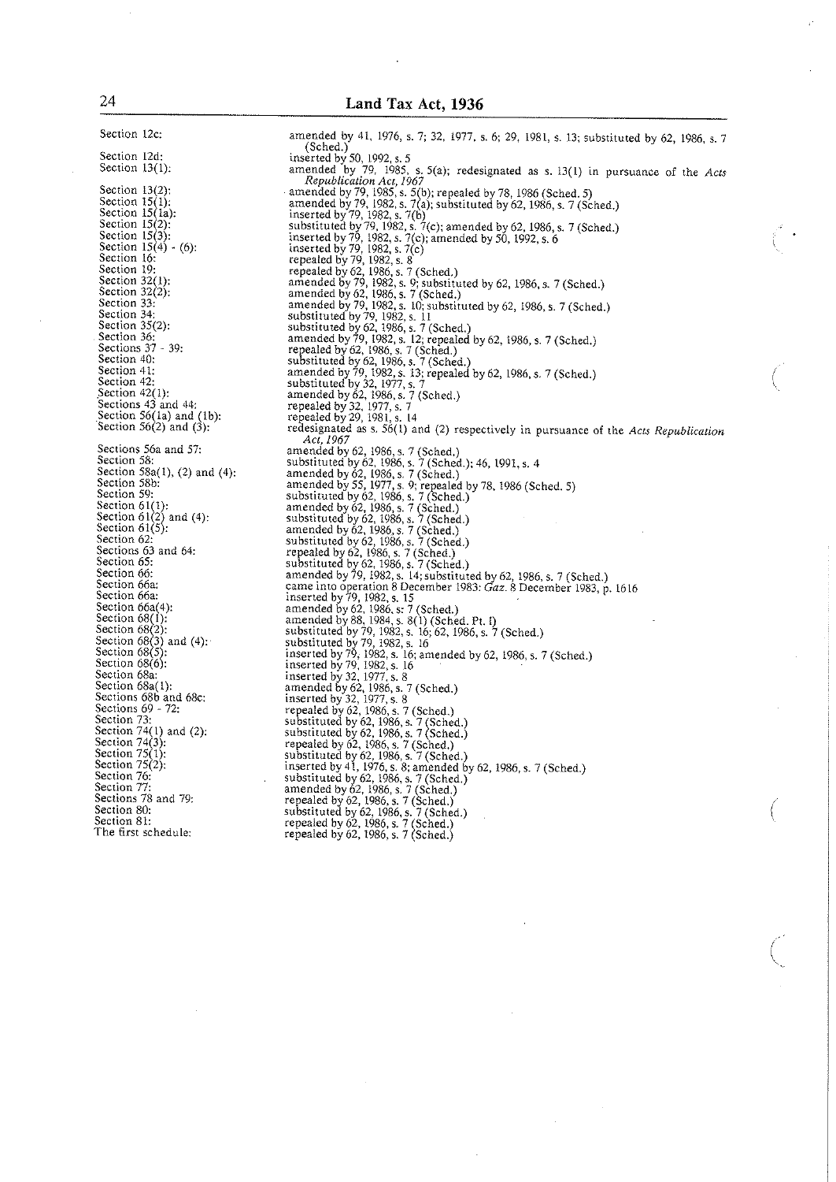| | |
|---|---|
| Section 12c: | amended by 41, 1976, s. 7; 32, 1977, s. 6; 29, 1981, s. 13; substituted by 62, 1986, s. 7 (Sched.) |
| Section 12d: | inserted by 50, 1992, s. 5 |
| Section 13(1): | amended by 79, 1985, s. 5(a); redesignated as s. 13(1) in pursuance of the *Acts Republication Act, 1967* |
| Section 13(2): | amended by 79, 1985, s. 5(b); repealed by 78, 1986 (Sched. 5) |
| Section 15(1): | amended by 79, 1982, s. 7(a); substituted by 62, 1986, s. 7 (Sched.) |
| Section 15(1a): | inserted by 79, 1982, s. 7(b) |
| Section 15(2): | substituted by 79, 1982, s. 7(c); amended by 62, 1986, s. 7 (Sched.) |
| Section 15(3): | inserted by 79, 1982, s. 7(c); amended by 50, 1992, s. 6 |
| Section 15(4) - (6): | inserted by 79, 1982, s. 7(c) |
| Section 16: | repealed by 79, 1982, s. 8 |
| Section 19: | repealed by 62, 1986, s. 7 (Sched.) |
| Section 32(1): | amended by 79, 1982, s. 9; substituted by 62, 1986, s. 7 (Sched.) |
| Section 32(2): | amended by 62, 1986, s. 7 (Sched.) |
| Section 33: | amended by 79, 1982, s. 10; substituted by 62, 1986, s. 7 (Sched.) |
| Section 34: | substituted by 79, 1982, s. 11 |
| Section 35(2): | substituted by 62, 1986, s. 7 (Sched.) |
| Section 36: | amended by 79, 1982, s. 12; repealed by 62, 1986, s. 7 (Sched.) |
| Sections 37 - 39: | repealed by 62, 1986, s. 7 (Sched.) |
| Section 40: | substituted by 62, 1986, s. 7 (Sched.) |
| Section 41: | amended by 79, 1982, s. 13; repealed by 62, 1986, s. 7 (Sched.) |
| Section 42: | substituted by 32, 1977, s. 7 |
| Section 42(1): | amended by 62, 1986, s. 7 (Sched.) |
| Sections 43 and 44: | repealed by 32, 1977, s. 7 |
| Section 56(1a) and (1b): | repealed by 29, 1981, s. 14 |
| Section 56(2) and (3): | redesignated as s. 56(1) and (2) respectively in pursuance of the *Acts Republication Act, 1967* |
| Sections 56a and 57: | amended by 62, 1986, s. 7 (Sched.) |
| Section 58: | substituted by 62, 1986, s. 7 (Sched.); 46, 1991, s. 4 |
| Section 58a(1), (2) and (4): | amended by 62, 1986, s. 7 (Sched.) |
| Section 58b: | amended by 55, 1977, s. 9; repealed by 78, 1986 (Sched. 5) |
| Section 59: | substituted by 62, 1986, s. 7 (Sched.) |
| Section 61(1): | amended by 62, 1986, s. 7 (Sched.) |
| Section 61(2) and (4): | substituted by 62, 1986, s. 7 (Sched.) |
| Section 61(5): | amended by 62, 1986, s. 7 (Sched.) |
| Section 62: | substituted by 62, 1986, s. 7 (Sched.) |
| Sections 63 and 64: | repealed by 62, 1986, s. 7 (Sched.) |
| Section 65: | substituted by 62, 1986, s. 7 (Sched.) |
| Section 66: | amended by 79, 1982, s. 14; substituted by 62, 1986, s. 7 (Sched.) |
| Section 66a: | came into operation 8 December 1983: *Gaz.* 8 December 1983, p. 1616 |
| Section 66a: | inserted by 79, 1982, s. 15 |
| Section 66a(4): | amended by 62, 1986, s. 7 (Sched.) |
| Section 68(1): | amended by 88, 1984, s. 8(1) (Sched. Pt. I) |
| Section 68(2): | substituted by 79, 1982, s. 16; 62, 1986, s. 7 (Sched.) |
| Section 68(3) and (4): | substituted by 79, 1982, s. 16 |
| Section 68(5): | inserted by 79, 1982, s. 16; amended by 62, 1986, s. 7 (Sched.) |
| Section 68(6): | inserted by 79, 1982, s. 16 |
| Section 68a: | inserted by 32, 1977, s. 8 |
| Section 68a(1): | amended by 62, 1986, s. 7 (Sched.) |
| Sections 68b and 68c: | inserted by 32, 1977, s. 8 |
| Sections 69 - 72: | repealed by 62, 1986, s. 7 (Sched.) |
| Section 73: | substituted by 62, 1986, s. 7 (Sched.) |
| Section 74(1) and (2): | substituted by 62, 1986, s. 7 (Sched.) |
| Section 74(3): | repealed by 62, 1986, s. 7 (Sched.) |
| Section 75(1): | substituted by 62, 1986, s. 7 (Sched.) |
| Section 75(2): | inserted by 41, 1976, s. 8; amended by 62, 1986, s. 7 (Sched.) |
| Section 76: | substituted by 62, 1986, s. 7 (Sched.) |
| Section 77: | amended by 62, 1986, s. 7 (Sched.) |
| Sections 78 and 79: | repealed by 62, 1986, s. 7 (Sched.) |
| Section 80: | substituted by 62, 1986, s. 7 (Sched.) |
| Section 81: | repealed by 62, 1986, s. 7 (Sched.) |
| The first schedule: | repealed by 62, 1986, s. 7 (Sched.) |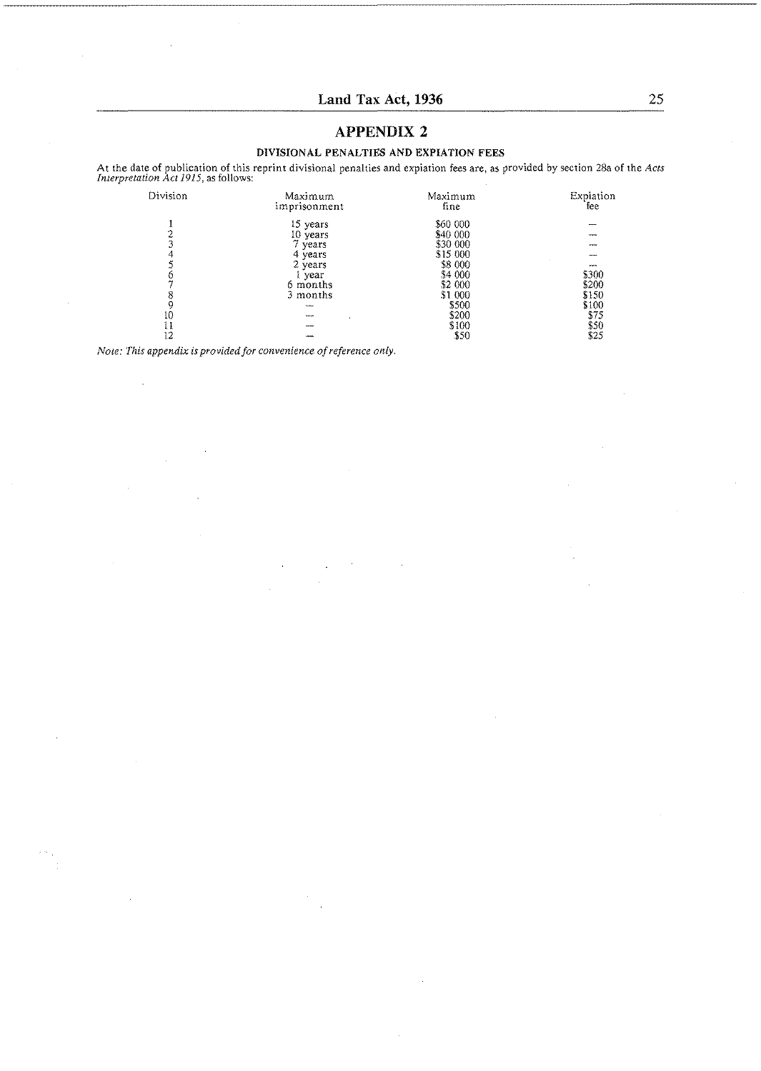# APPENDIX 2

### DIVISIONAL PENALTIES AND EXPIATION FEES

At the date of publication of this reprint divisional penalties and expiation fees are, as provided by section 28a of the *Acts Interpretation Act 1915*, as follows:

| Division | Maximum imprisonment | Maximum fine | Expiation fee |
|---|---|---|---|
| 1 | 15 years | $60 000 | — |
| 2 | 10 years | $40 000 | — |
| 3 | 7 years | $30 000 | — |
| 4 | 4 years | $15 000 | — |
| 5 | 2 years | $8 000 | — |
| 6 | 1 year | $4 000 | $300 |
| 7 | 6 months | $2 000 | $200 |
| 8 | 3 months | $1 000 | $150 |
| 9 | — | $500 | $100 |
| 10 | — | $200 | $75 |
| 11 | — | $100 | $50 |
| 12 | — | $50 | $25 |

*Note: This appendix is provided for convenience of reference only.*